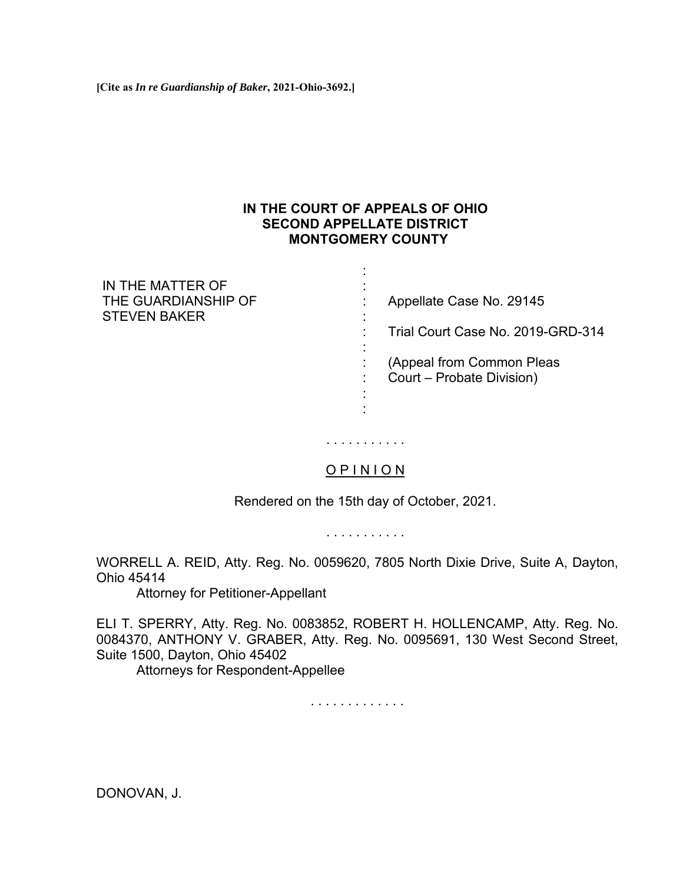**[Cite as *In re Guardianship of Baker*, 2021-Ohio-3692.]**

**IN THE COURT OF APPEALS OF OHIO**
**SECOND APPELLATE DISTRICT**
**MONTGOMERY COUNTY**

IN THE MATTER OF THE GUARDIANSHIP OF STEVEN BAKER

Appellate Case No. 29145

Trial Court Case No. 2019-GRD-314

(Appeal from Common Pleas Court – Probate Division)

. . . . . . . . . . .

O P I N I O N

Rendered on the 15th day of October, 2021.

. . . . . . . . . . .

WORRELL A. REID, Atty. Reg. No. 0059620, 7805 North Dixie Drive, Suite A, Dayton, Ohio 45414
Attorney for Petitioner-Appellant

ELI T. SPERRY, Atty. Reg. No. 0083852, ROBERT H. HOLLENCAMP, Atty. Reg. No. 0084370, ANTHONY V. GRABER, Atty. Reg. No. 0095691, 130 West Second Street, Suite 1500, Dayton, Ohio 45402
Attorneys for Respondent-Appellee

. . . . . . . . . . . . .

DONOVAN, J.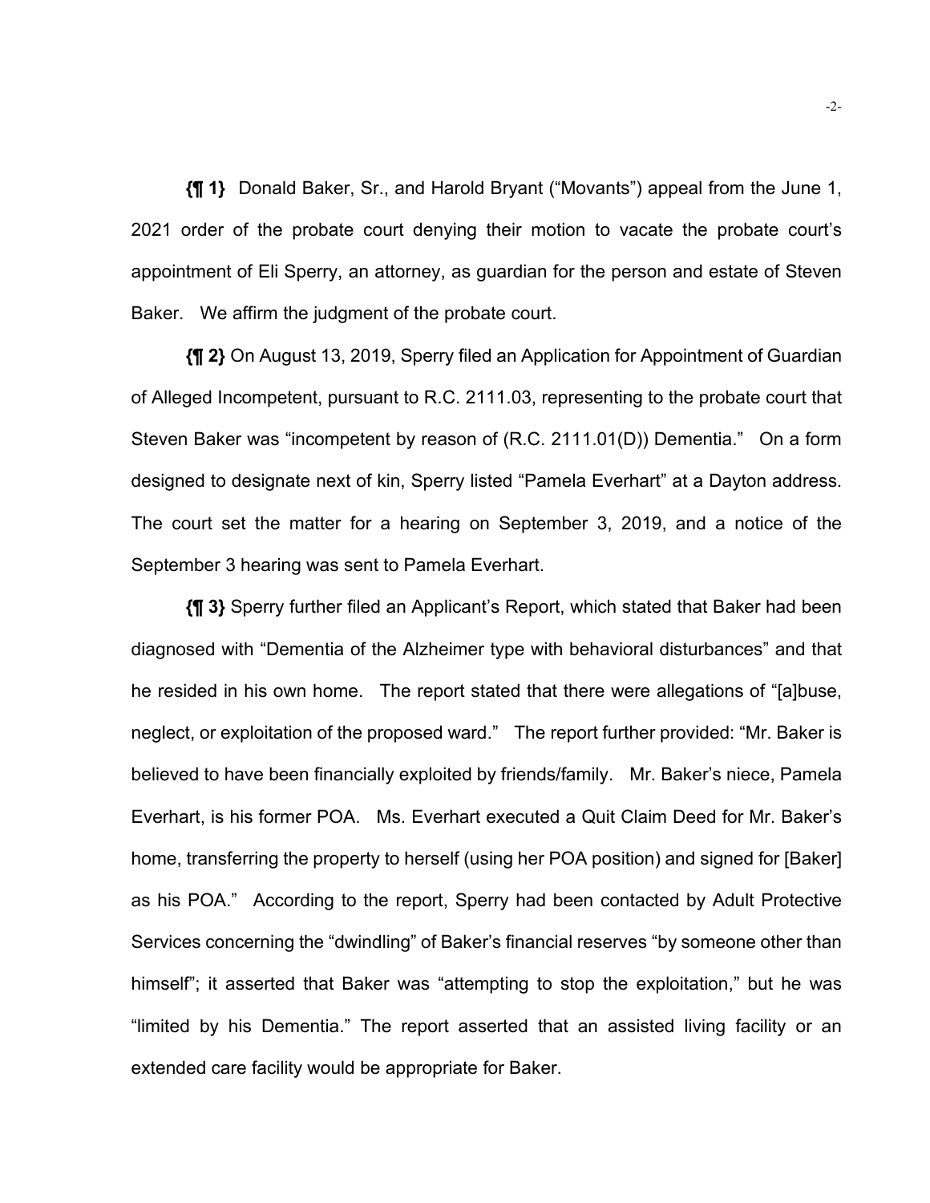**{¶ 1}** Donald Baker, Sr., and Harold Bryant ("Movants") appeal from the June 1, 2021 order of the probate court denying their motion to vacate the probate court's appointment of Eli Sperry, an attorney, as guardian for the person and estate of Steven Baker. We affirm the judgment of the probate court.

**{¶ 2}** On August 13, 2019, Sperry filed an Application for Appointment of Guardian of Alleged Incompetent, pursuant to R.C. 2111.03, representing to the probate court that Steven Baker was "incompetent by reason of (R.C. 2111.01(D)) Dementia." On a form designed to designate next of kin, Sperry listed "Pamela Everhart" at a Dayton address. The court set the matter for a hearing on September 3, 2019, and a notice of the September 3 hearing was sent to Pamela Everhart.

**{¶ 3}** Sperry further filed an Applicant's Report, which stated that Baker had been diagnosed with "Dementia of the Alzheimer type with behavioral disturbances" and that he resided in his own home. The report stated that there were allegations of "[a]buse, neglect, or exploitation of the proposed ward." The report further provided: "Mr. Baker is believed to have been financially exploited by friends/family. Mr. Baker's niece, Pamela Everhart, is his former POA. Ms. Everhart executed a Quit Claim Deed for Mr. Baker's home, transferring the property to herself (using her POA position) and signed for [Baker] as his POA." According to the report, Sperry had been contacted by Adult Protective Services concerning the "dwindling" of Baker's financial reserves "by someone other than himself"; it asserted that Baker was "attempting to stop the exploitation," but he was "limited by his Dementia." The report asserted that an assisted living facility or an extended care facility would be appropriate for Baker.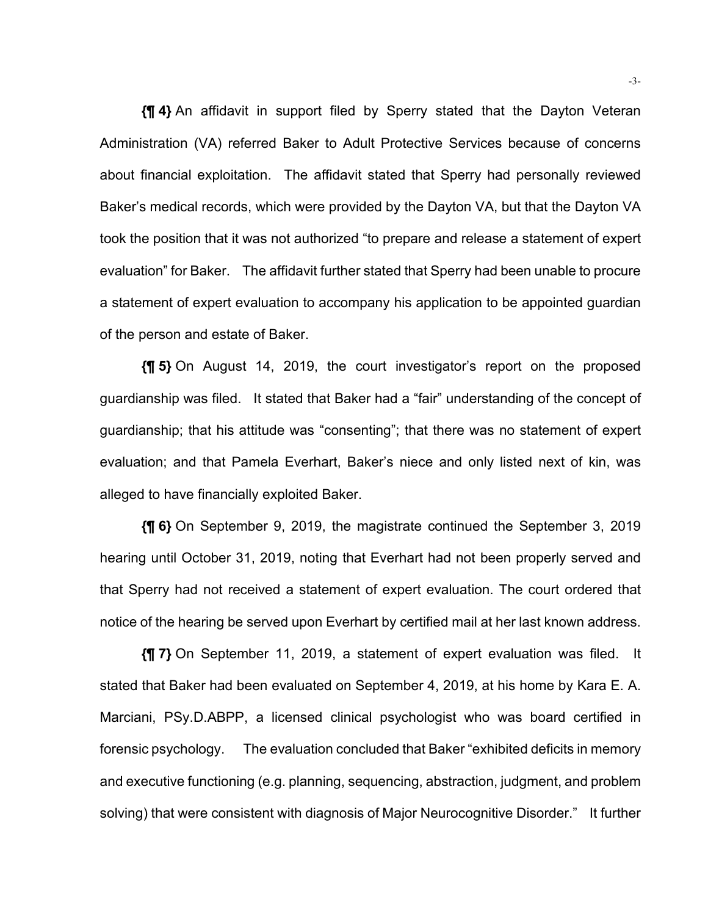**{¶ 4}** An affidavit in support filed by Sperry stated that the Dayton Veteran Administration (VA) referred Baker to Adult Protective Services because of concerns about financial exploitation. The affidavit stated that Sperry had personally reviewed Baker's medical records, which were provided by the Dayton VA, but that the Dayton VA took the position that it was not authorized "to prepare and release a statement of expert evaluation" for Baker. The affidavit further stated that Sperry had been unable to procure a statement of expert evaluation to accompany his application to be appointed guardian of the person and estate of Baker.

**{¶ 5}** On August 14, 2019, the court investigator's report on the proposed guardianship was filed. It stated that Baker had a "fair" understanding of the concept of guardianship; that his attitude was "consenting"; that there was no statement of expert evaluation; and that Pamela Everhart, Baker's niece and only listed next of kin, was alleged to have financially exploited Baker.

**{¶ 6}** On September 9, 2019, the magistrate continued the September 3, 2019 hearing until October 31, 2019, noting that Everhart had not been properly served and that Sperry had not received a statement of expert evaluation. The court ordered that notice of the hearing be served upon Everhart by certified mail at her last known address.

**{¶ 7}** On September 11, 2019, a statement of expert evaluation was filed. It stated that Baker had been evaluated on September 4, 2019, at his home by Kara E. A. Marciani, PSy.D.ABPP, a licensed clinical psychologist who was board certified in forensic psychology. The evaluation concluded that Baker "exhibited deficits in memory and executive functioning (e.g. planning, sequencing, abstraction, judgment, and problem solving) that were consistent with diagnosis of Major Neurocognitive Disorder." It further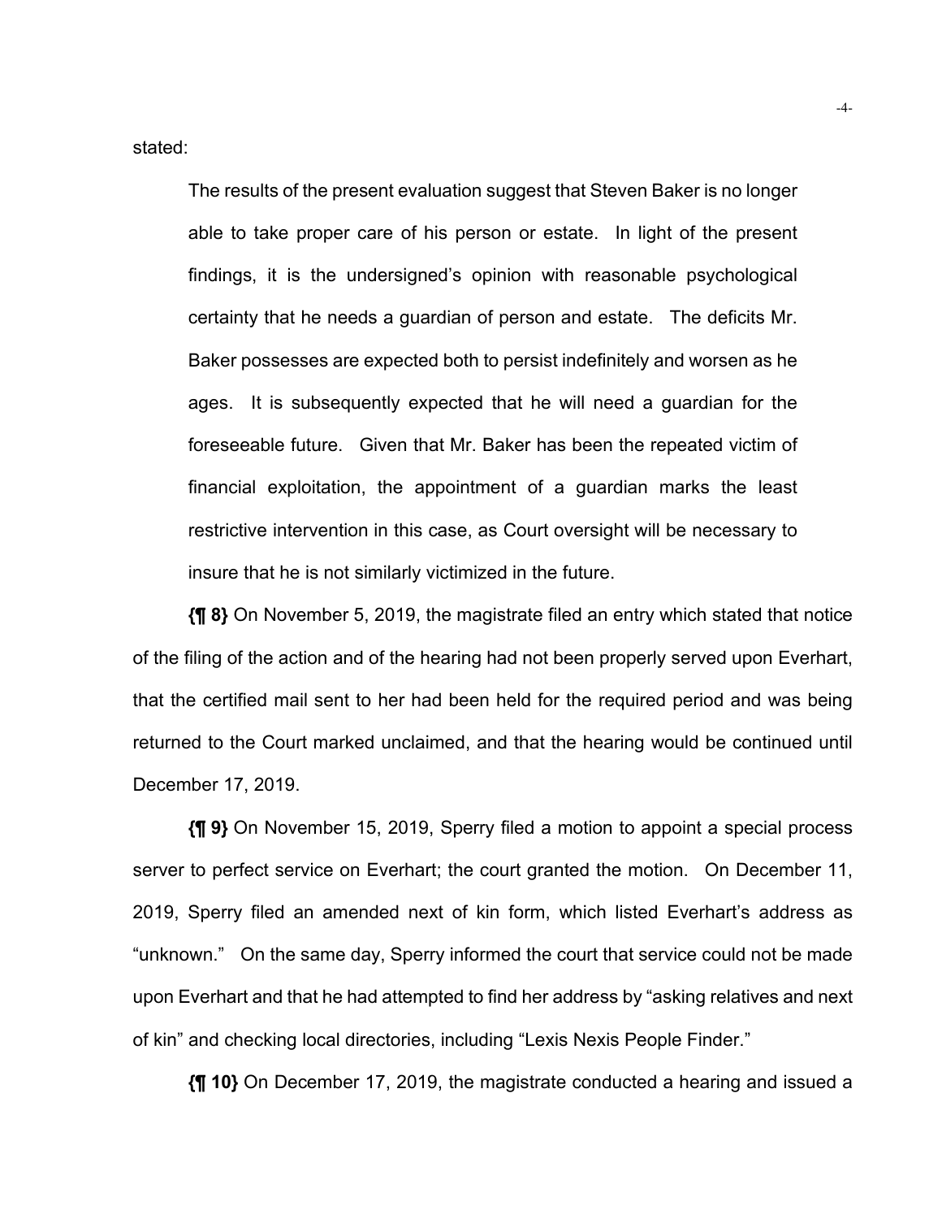stated:

> The results of the present evaluation suggest that Steven Baker is no longer able to take proper care of his person or estate. In light of the present findings, it is the undersigned's opinion with reasonable psychological certainty that he needs a guardian of person and estate. The deficits Mr. Baker possesses are expected both to persist indefinitely and worsen as he ages. It is subsequently expected that he will need a guardian for the foreseeable future. Given that Mr. Baker has been the repeated victim of financial exploitation, the appointment of a guardian marks the least restrictive intervention in this case, as Court oversight will be necessary to insure that he is not similarly victimized in the future.

**{¶ 8}** On November 5, 2019, the magistrate filed an entry which stated that notice of the filing of the action and of the hearing had not been properly served upon Everhart, that the certified mail sent to her had been held for the required period and was being returned to the Court marked unclaimed, and that the hearing would be continued until December 17, 2019.

**{¶ 9}** On November 15, 2019, Sperry filed a motion to appoint a special process server to perfect service on Everhart; the court granted the motion. On December 11, 2019, Sperry filed an amended next of kin form, which listed Everhart's address as "unknown." On the same day, Sperry informed the court that service could not be made upon Everhart and that he had attempted to find her address by "asking relatives and next of kin" and checking local directories, including "Lexis Nexis People Finder."

**{¶ 10}** On December 17, 2019, the magistrate conducted a hearing and issued a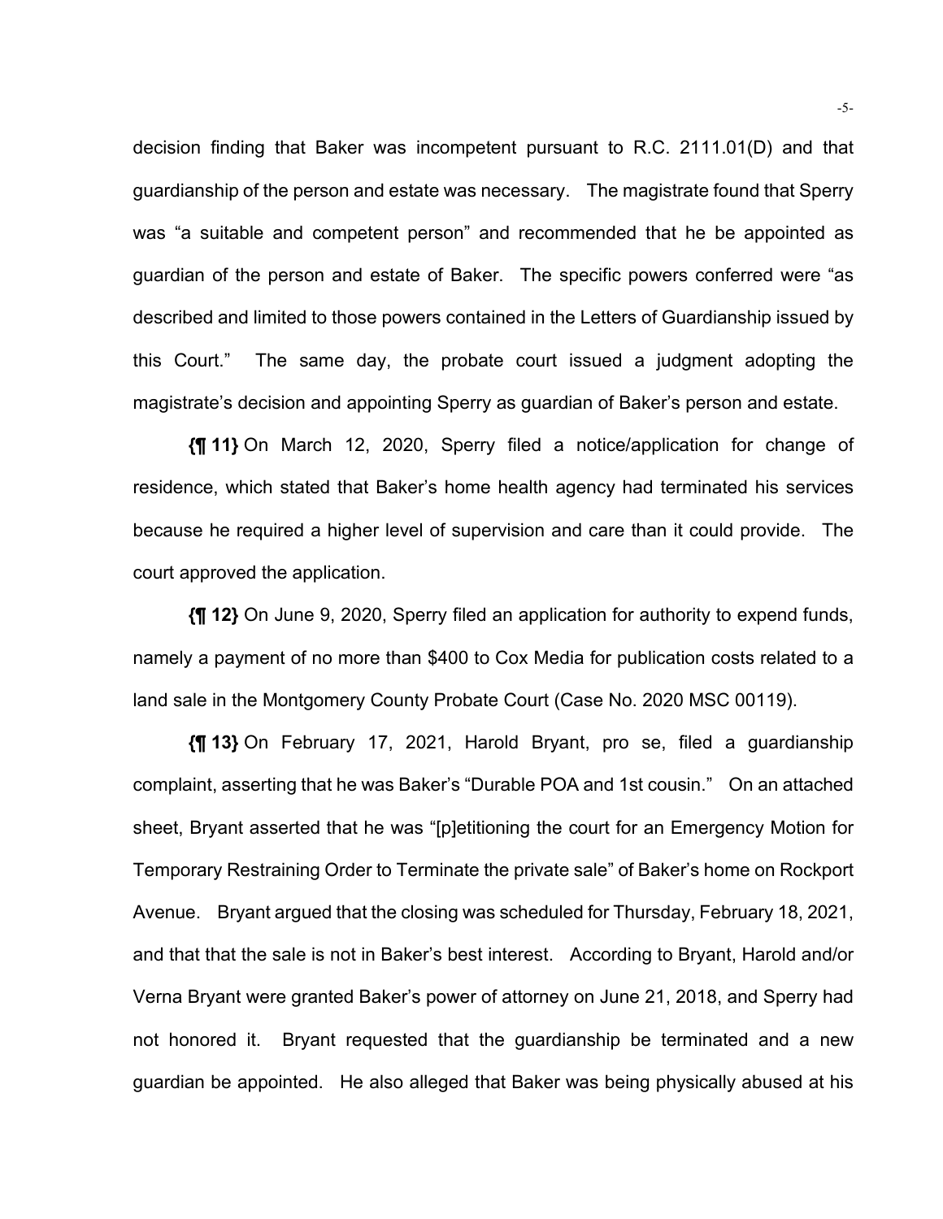decision finding that Baker was incompetent pursuant to R.C. 2111.01(D) and that guardianship of the person and estate was necessary. The magistrate found that Sperry was "a suitable and competent person" and recommended that he be appointed as guardian of the person and estate of Baker. The specific powers conferred were "as described and limited to those powers contained in the Letters of Guardianship issued by this Court." The same day, the probate court issued a judgment adopting the magistrate's decision and appointing Sperry as guardian of Baker's person and estate.

**{¶ 11}** On March 12, 2020, Sperry filed a notice/application for change of residence, which stated that Baker's home health agency had terminated his services because he required a higher level of supervision and care than it could provide. The court approved the application.

**{¶ 12}** On June 9, 2020, Sperry filed an application for authority to expend funds, namely a payment of no more than $400 to Cox Media for publication costs related to a land sale in the Montgomery County Probate Court (Case No. 2020 MSC 00119).

**{¶ 13}** On February 17, 2021, Harold Bryant, pro se, filed a guardianship complaint, asserting that he was Baker's "Durable POA and 1st cousin." On an attached sheet, Bryant asserted that he was "[p]etitioning the court for an Emergency Motion for Temporary Restraining Order to Terminate the private sale" of Baker's home on Rockport Avenue. Bryant argued that the closing was scheduled for Thursday, February 18, 2021, and that that the sale is not in Baker's best interest. According to Bryant, Harold and/or Verna Bryant were granted Baker's power of attorney on June 21, 2018, and Sperry had not honored it. Bryant requested that the guardianship be terminated and a new guardian be appointed. He also alleged that Baker was being physically abused at his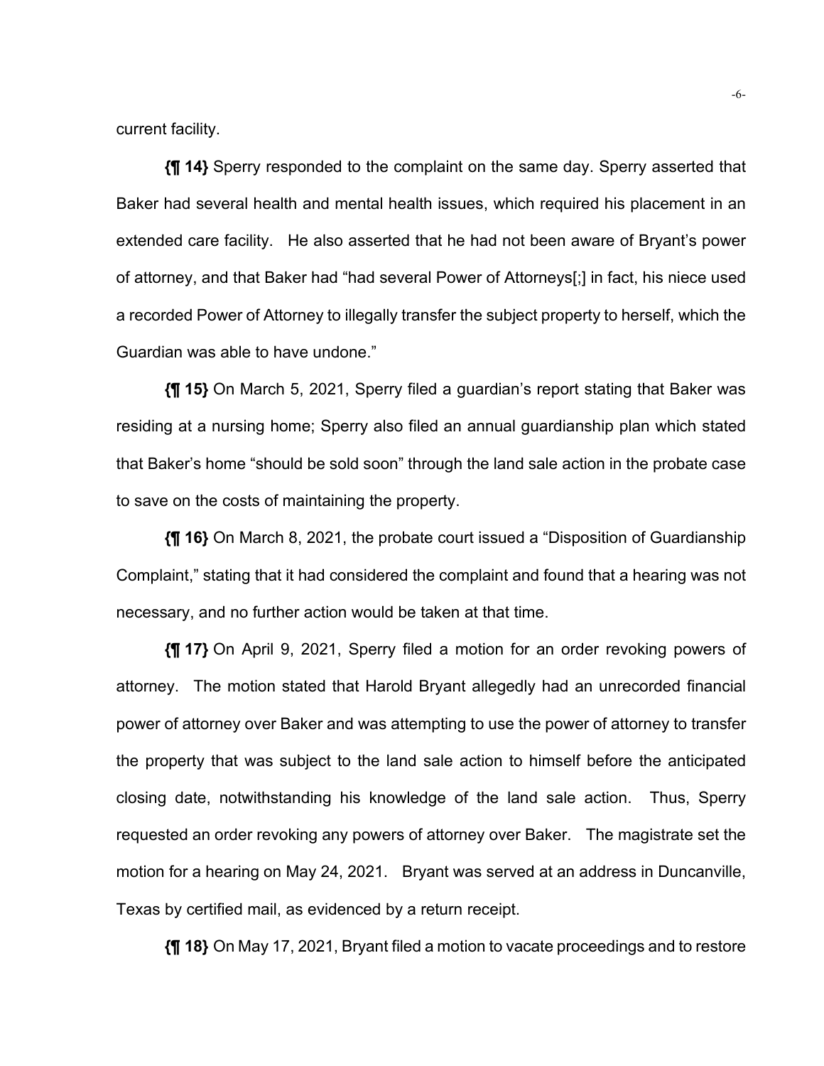current facility.

**{¶ 14}** Sperry responded to the complaint on the same day. Sperry asserted that Baker had several health and mental health issues, which required his placement in an extended care facility. He also asserted that he had not been aware of Bryant's power of attorney, and that Baker had "had several Power of Attorneys[;] in fact, his niece used a recorded Power of Attorney to illegally transfer the subject property to herself, which the Guardian was able to have undone."

**{¶ 15}** On March 5, 2021, Sperry filed a guardian's report stating that Baker was residing at a nursing home; Sperry also filed an annual guardianship plan which stated that Baker's home "should be sold soon" through the land sale action in the probate case to save on the costs of maintaining the property.

**{¶ 16}** On March 8, 2021, the probate court issued a "Disposition of Guardianship Complaint," stating that it had considered the complaint and found that a hearing was not necessary, and no further action would be taken at that time.

**{¶ 17}** On April 9, 2021, Sperry filed a motion for an order revoking powers of attorney. The motion stated that Harold Bryant allegedly had an unrecorded financial power of attorney over Baker and was attempting to use the power of attorney to transfer the property that was subject to the land sale action to himself before the anticipated closing date, notwithstanding his knowledge of the land sale action. Thus, Sperry requested an order revoking any powers of attorney over Baker. The magistrate set the motion for a hearing on May 24, 2021. Bryant was served at an address in Duncanville, Texas by certified mail, as evidenced by a return receipt.

**{¶ 18}** On May 17, 2021, Bryant filed a motion to vacate proceedings and to restore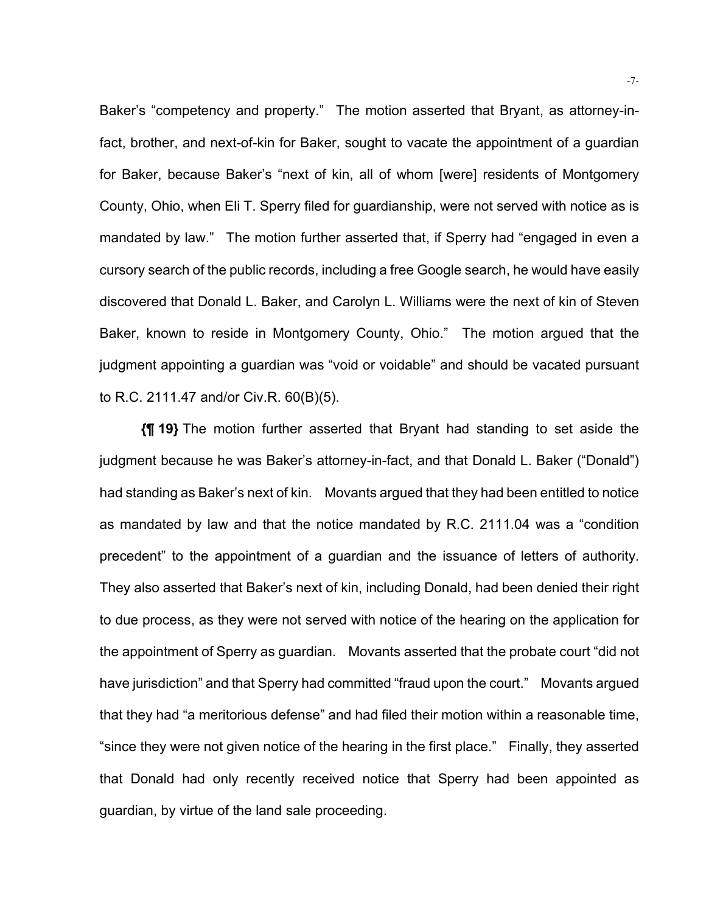Baker's "competency and property." The motion asserted that Bryant, as attorney-in-fact, brother, and next-of-kin for Baker, sought to vacate the appointment of a guardian for Baker, because Baker's "next of kin, all of whom [were] residents of Montgomery County, Ohio, when Eli T. Sperry filed for guardianship, were not served with notice as is mandated by law." The motion further asserted that, if Sperry had "engaged in even a cursory search of the public records, including a free Google search, he would have easily discovered that Donald L. Baker, and Carolyn L. Williams were the next of kin of Steven Baker, known to reside in Montgomery County, Ohio." The motion argued that the judgment appointing a guardian was "void or voidable" and should be vacated pursuant to R.C. 2111.47 and/or Civ.R. 60(B)(5).

**{¶ 19}** The motion further asserted that Bryant had standing to set aside the judgment because he was Baker's attorney-in-fact, and that Donald L. Baker ("Donald") had standing as Baker's next of kin. Movants argued that they had been entitled to notice as mandated by law and that the notice mandated by R.C. 2111.04 was a "condition precedent" to the appointment of a guardian and the issuance of letters of authority. They also asserted that Baker's next of kin, including Donald, had been denied their right to due process, as they were not served with notice of the hearing on the application for the appointment of Sperry as guardian. Movants asserted that the probate court "did not have jurisdiction" and that Sperry had committed "fraud upon the court." Movants argued that they had "a meritorious defense" and had filed their motion within a reasonable time, "since they were not given notice of the hearing in the first place." Finally, they asserted that Donald had only recently received notice that Sperry had been appointed as guardian, by virtue of the land sale proceeding.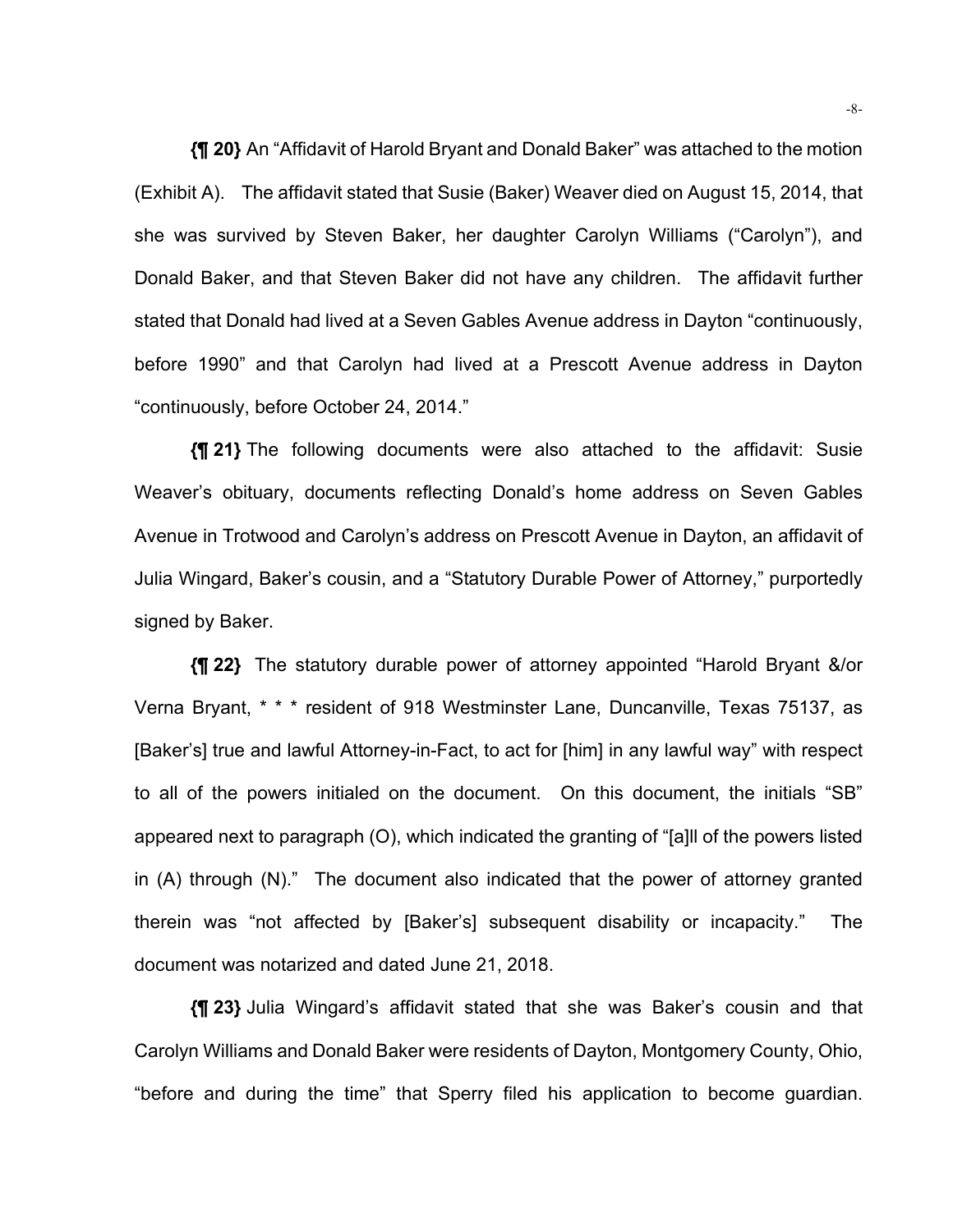**{¶ 20}** An "Affidavit of Harold Bryant and Donald Baker" was attached to the motion (Exhibit A). The affidavit stated that Susie (Baker) Weaver died on August 15, 2014, that she was survived by Steven Baker, her daughter Carolyn Williams ("Carolyn"), and Donald Baker, and that Steven Baker did not have any children. The affidavit further stated that Donald had lived at a Seven Gables Avenue address in Dayton "continuously, before 1990" and that Carolyn had lived at a Prescott Avenue address in Dayton "continuously, before October 24, 2014."

**{¶ 21}** The following documents were also attached to the affidavit: Susie Weaver's obituary, documents reflecting Donald's home address on Seven Gables Avenue in Trotwood and Carolyn's address on Prescott Avenue in Dayton, an affidavit of Julia Wingard, Baker's cousin, and a "Statutory Durable Power of Attorney," purportedly signed by Baker.

**{¶ 22}** The statutory durable power of attorney appointed "Harold Bryant &/or Verna Bryant, * * * resident of 918 Westminster Lane, Duncanville, Texas 75137, as [Baker's] true and lawful Attorney-in-Fact, to act for [him] in any lawful way" with respect to all of the powers initialed on the document. On this document, the initials "SB" appeared next to paragraph (O), which indicated the granting of "[a]ll of the powers listed in (A) through (N)." The document also indicated that the power of attorney granted therein was "not affected by [Baker's] subsequent disability or incapacity." The document was notarized and dated June 21, 2018.

**{¶ 23}** Julia Wingard's affidavit stated that she was Baker's cousin and that Carolyn Williams and Donald Baker were residents of Dayton, Montgomery County, Ohio, "before and during the time" that Sperry filed his application to become guardian.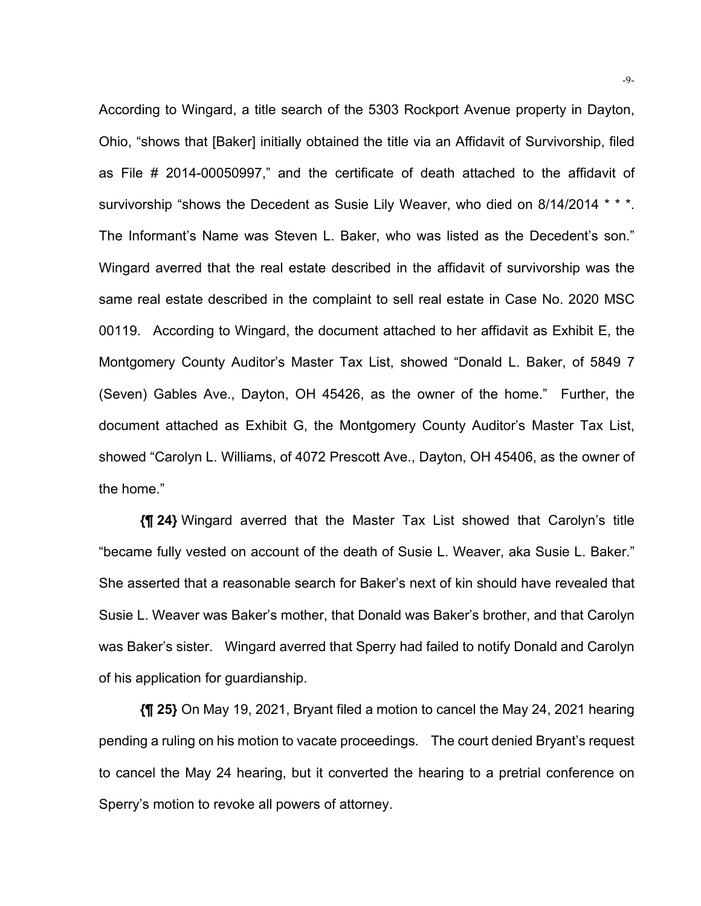According to Wingard, a title search of the 5303 Rockport Avenue property in Dayton, Ohio, "shows that [Baker] initially obtained the title via an Affidavit of Survivorship, filed as File # 2014-00050997," and the certificate of death attached to the affidavit of survivorship "shows the Decedent as Susie Lily Weaver, who died on 8/14/2014 * * *. The Informant's Name was Steven L. Baker, who was listed as the Decedent's son." Wingard averred that the real estate described in the affidavit of survivorship was the same real estate described in the complaint to sell real estate in Case No. 2020 MSC 00119. According to Wingard, the document attached to her affidavit as Exhibit E, the Montgomery County Auditor's Master Tax List, showed "Donald L. Baker, of 5849 7 (Seven) Gables Ave., Dayton, OH 45426, as the owner of the home." Further, the document attached as Exhibit G, the Montgomery County Auditor's Master Tax List, showed "Carolyn L. Williams, of 4072 Prescott Ave., Dayton, OH 45406, as the owner of the home."

**{¶ 24}** Wingard averred that the Master Tax List showed that Carolyn's title "became fully vested on account of the death of Susie L. Weaver, aka Susie L. Baker." She asserted that a reasonable search for Baker's next of kin should have revealed that Susie L. Weaver was Baker's mother, that Donald was Baker's brother, and that Carolyn was Baker's sister. Wingard averred that Sperry had failed to notify Donald and Carolyn of his application for guardianship.

**{¶ 25}** On May 19, 2021, Bryant filed a motion to cancel the May 24, 2021 hearing pending a ruling on his motion to vacate proceedings. The court denied Bryant's request to cancel the May 24 hearing, but it converted the hearing to a pretrial conference on Sperry's motion to revoke all powers of attorney.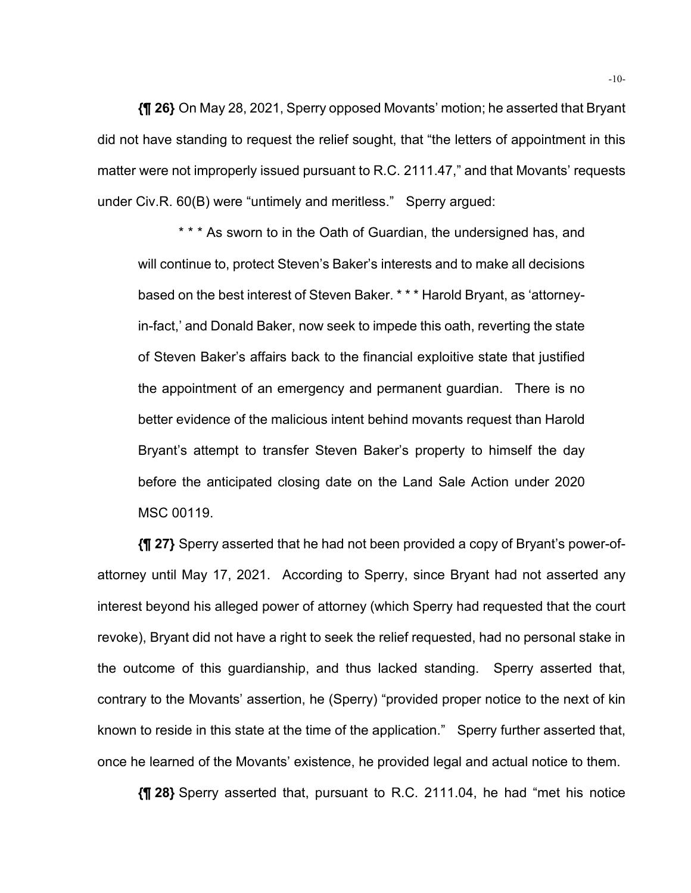**{¶ 26}** On May 28, 2021, Sperry opposed Movants' motion; he asserted that Bryant did not have standing to request the relief sought, that "the letters of appointment in this matter were not improperly issued pursuant to R.C. 2111.47," and that Movants' requests under Civ.R. 60(B) were "untimely and meritless." Sperry argued:

> * * * As sworn to in the Oath of Guardian, the undersigned has, and will continue to, protect Steven's Baker's interests and to make all decisions based on the best interest of Steven Baker. * * * Harold Bryant, as 'attorney-in-fact,' and Donald Baker, now seek to impede this oath, reverting the state of Steven Baker's affairs back to the financial exploitive state that justified the appointment of an emergency and permanent guardian. There is no better evidence of the malicious intent behind movants request than Harold Bryant's attempt to transfer Steven Baker's property to himself the day before the anticipated closing date on the Land Sale Action under 2020 MSC 00119.

**{¶ 27}** Sperry asserted that he had not been provided a copy of Bryant's power-of-attorney until May 17, 2021. According to Sperry, since Bryant had not asserted any interest beyond his alleged power of attorney (which Sperry had requested that the court revoke), Bryant did not have a right to seek the relief requested, had no personal stake in the outcome of this guardianship, and thus lacked standing. Sperry asserted that, contrary to the Movants' assertion, he (Sperry) "provided proper notice to the next of kin known to reside in this state at the time of the application." Sperry further asserted that, once he learned of the Movants' existence, he provided legal and actual notice to them.

**{¶ 28}** Sperry asserted that, pursuant to R.C. 2111.04, he had "met his notice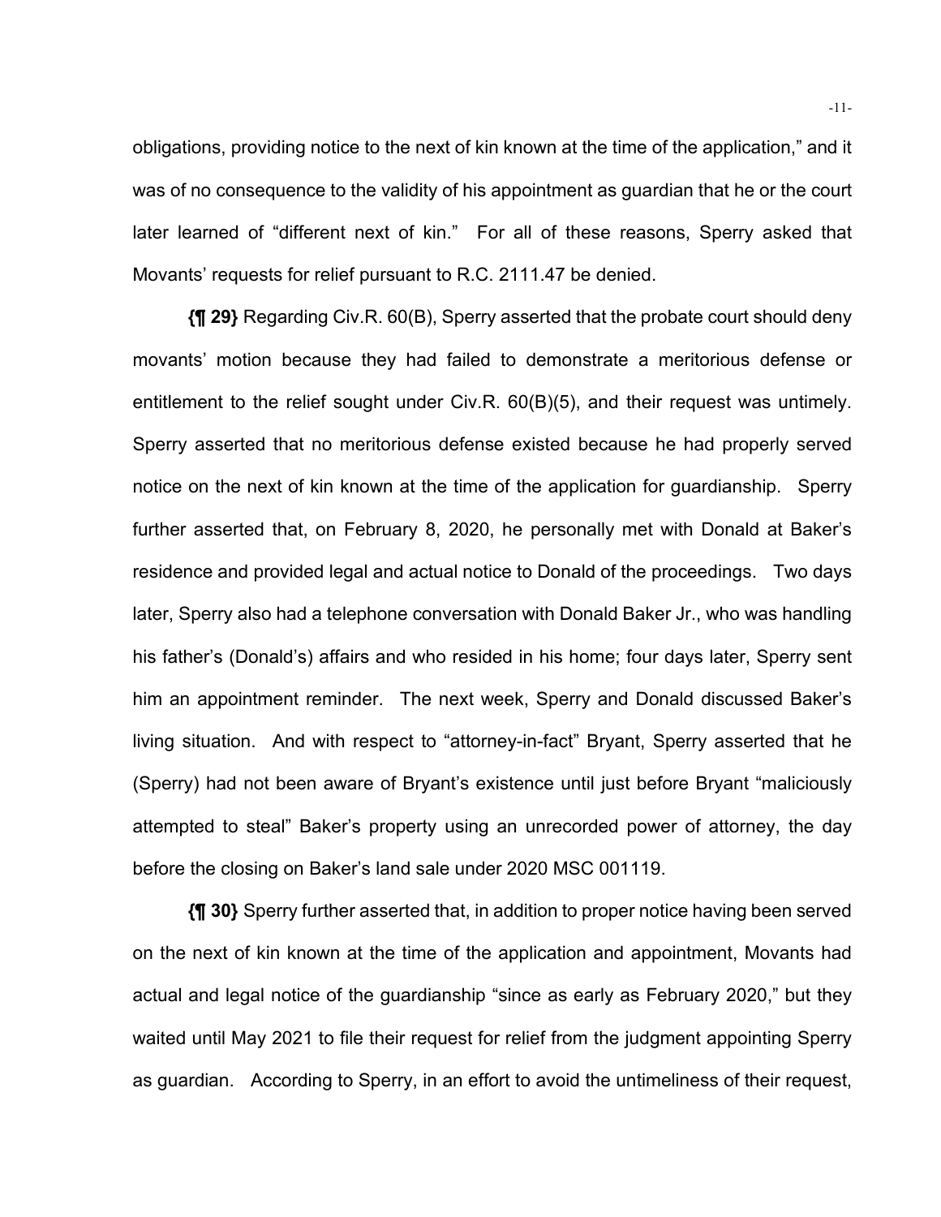obligations, providing notice to the next of kin known at the time of the application," and it was of no consequence to the validity of his appointment as guardian that he or the court later learned of "different next of kin." For all of these reasons, Sperry asked that Movants' requests for relief pursuant to R.C. 2111.47 be denied.

**{¶ 29}** Regarding Civ.R. 60(B), Sperry asserted that the probate court should deny movants' motion because they had failed to demonstrate a meritorious defense or entitlement to the relief sought under Civ.R. 60(B)(5), and their request was untimely. Sperry asserted that no meritorious defense existed because he had properly served notice on the next of kin known at the time of the application for guardianship. Sperry further asserted that, on February 8, 2020, he personally met with Donald at Baker's residence and provided legal and actual notice to Donald of the proceedings. Two days later, Sperry also had a telephone conversation with Donald Baker Jr., who was handling his father's (Donald's) affairs and who resided in his home; four days later, Sperry sent him an appointment reminder. The next week, Sperry and Donald discussed Baker's living situation. And with respect to "attorney-in-fact" Bryant, Sperry asserted that he (Sperry) had not been aware of Bryant's existence until just before Bryant "maliciously attempted to steal" Baker's property using an unrecorded power of attorney, the day before the closing on Baker's land sale under 2020 MSC 001119.

**{¶ 30}** Sperry further asserted that, in addition to proper notice having been served on the next of kin known at the time of the application and appointment, Movants had actual and legal notice of the guardianship "since as early as February 2020," but they waited until May 2021 to file their request for relief from the judgment appointing Sperry as guardian. According to Sperry, in an effort to avoid the untimeliness of their request,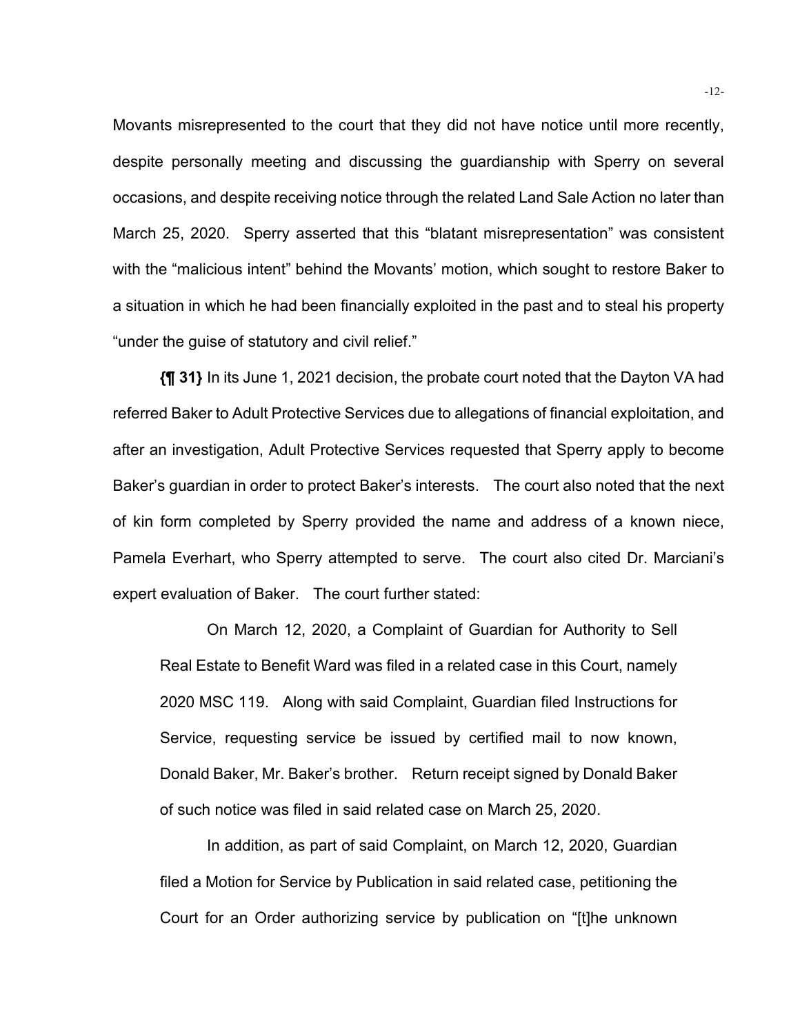Movants misrepresented to the court that they did not have notice until more recently, despite personally meeting and discussing the guardianship with Sperry on several occasions, and despite receiving notice through the related Land Sale Action no later than March 25, 2020. Sperry asserted that this "blatant misrepresentation" was consistent with the "malicious intent" behind the Movants' motion, which sought to restore Baker to a situation in which he had been financially exploited in the past and to steal his property "under the guise of statutory and civil relief."

**{¶ 31}** In its June 1, 2021 decision, the probate court noted that the Dayton VA had referred Baker to Adult Protective Services due to allegations of financial exploitation, and after an investigation, Adult Protective Services requested that Sperry apply to become Baker's guardian in order to protect Baker's interests. The court also noted that the next of kin form completed by Sperry provided the name and address of a known niece, Pamela Everhart, who Sperry attempted to serve. The court also cited Dr. Marciani's expert evaluation of Baker. The court further stated:

> On March 12, 2020, a Complaint of Guardian for Authority to Sell Real Estate to Benefit Ward was filed in a related case in this Court, namely 2020 MSC 119. Along with said Complaint, Guardian filed Instructions for Service, requesting service be issued by certified mail to now known, Donald Baker, Mr. Baker's brother. Return receipt signed by Donald Baker of such notice was filed in said related case on March 25, 2020.
>
> In addition, as part of said Complaint, on March 12, 2020, Guardian filed a Motion for Service by Publication in said related case, petitioning the Court for an Order authorizing service by publication on "[t]he unknown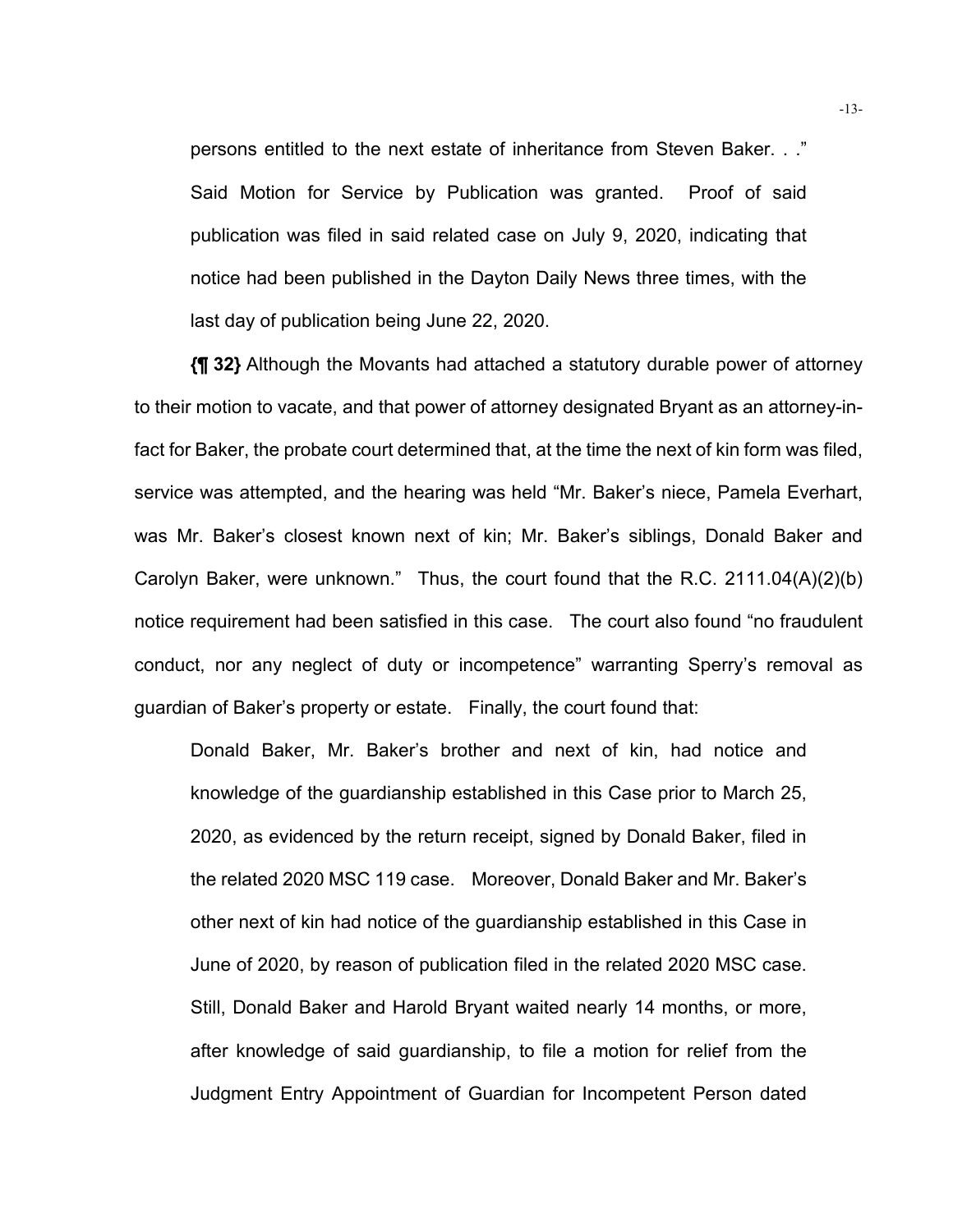> persons entitled to the next estate of inheritance from Steven Baker. . ." Said Motion for Service by Publication was granted. Proof of said publication was filed in said related case on July 9, 2020, indicating that notice had been published in the Dayton Daily News three times, with the last day of publication being June 22, 2020.

**{¶ 32}** Although the Movants had attached a statutory durable power of attorney to their motion to vacate, and that power of attorney designated Bryant as an attorney-in-fact for Baker, the probate court determined that, at the time the next of kin form was filed, service was attempted, and the hearing was held "Mr. Baker's niece, Pamela Everhart, was Mr. Baker's closest known next of kin; Mr. Baker's siblings, Donald Baker and Carolyn Baker, were unknown." Thus, the court found that the R.C. 2111.04(A)(2)(b) notice requirement had been satisfied in this case. The court also found "no fraudulent conduct, nor any neglect of duty or incompetence" warranting Sperry's removal as guardian of Baker's property or estate. Finally, the court found that:

> Donald Baker, Mr. Baker's brother and next of kin, had notice and knowledge of the guardianship established in this Case prior to March 25, 2020, as evidenced by the return receipt, signed by Donald Baker, filed in the related 2020 MSC 119 case. Moreover, Donald Baker and Mr. Baker's other next of kin had notice of the guardianship established in this Case in June of 2020, by reason of publication filed in the related 2020 MSC case. Still, Donald Baker and Harold Bryant waited nearly 14 months, or more, after knowledge of said guardianship, to file a motion for relief from the Judgment Entry Appointment of Guardian for Incompetent Person dated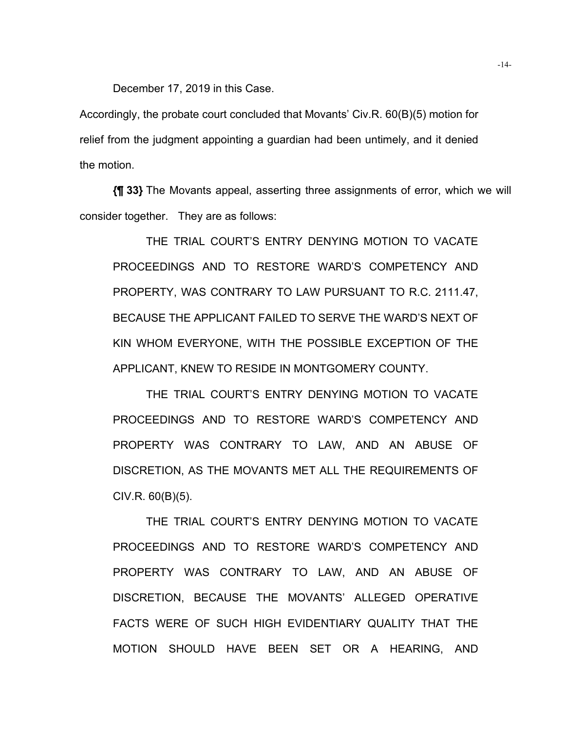December 17, 2019 in this Case.

Accordingly, the probate court concluded that Movants' Civ.R. 60(B)(5) motion for relief from the judgment appointing a guardian had been untimely, and it denied the motion.

**{¶ 33}** The Movants appeal, asserting three assignments of error, which we will consider together. They are as follows:

> THE TRIAL COURT'S ENTRY DENYING MOTION TO VACATE PROCEEDINGS AND TO RESTORE WARD'S COMPETENCY AND PROPERTY, WAS CONTRARY TO LAW PURSUANT TO R.C. 2111.47, BECAUSE THE APPLICANT FAILED TO SERVE THE WARD'S NEXT OF KIN WHOM EVERYONE, WITH THE POSSIBLE EXCEPTION OF THE APPLICANT, KNEW TO RESIDE IN MONTGOMERY COUNTY.
>
> THE TRIAL COURT'S ENTRY DENYING MOTION TO VACATE PROCEEDINGS AND TO RESTORE WARD'S COMPETENCY AND PROPERTY WAS CONTRARY TO LAW, AND AN ABUSE OF DISCRETION, AS THE MOVANTS MET ALL THE REQUIREMENTS OF CIV.R. 60(B)(5).
>
> THE TRIAL COURT'S ENTRY DENYING MOTION TO VACATE PROCEEDINGS AND TO RESTORE WARD'S COMPETENCY AND PROPERTY WAS CONTRARY TO LAW, AND AN ABUSE OF DISCRETION, BECAUSE THE MOVANTS' ALLEGED OPERATIVE FACTS WERE OF SUCH HIGH EVIDENTIARY QUALITY THAT THE MOTION SHOULD HAVE BEEN SET OR A HEARING, AND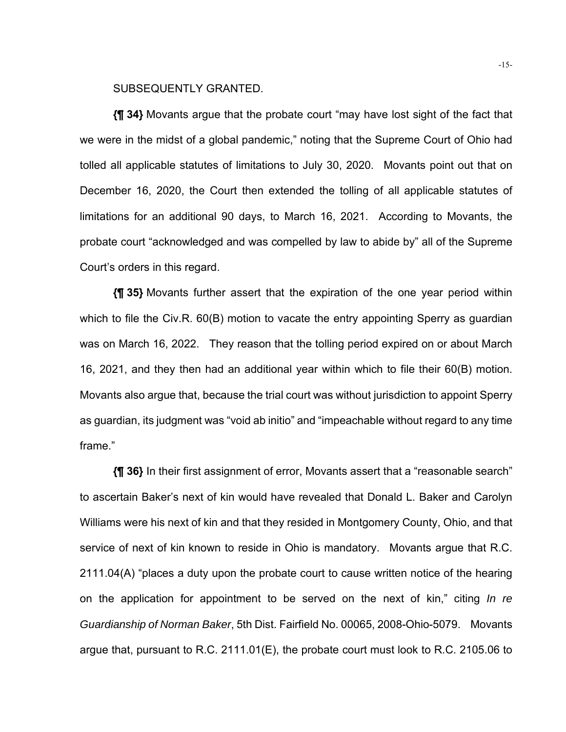SUBSEQUENTLY GRANTED.

**{¶ 34}** Movants argue that the probate court "may have lost sight of the fact that we were in the midst of a global pandemic," noting that the Supreme Court of Ohio had tolled all applicable statutes of limitations to July 30, 2020. Movants point out that on December 16, 2020, the Court then extended the tolling of all applicable statutes of limitations for an additional 90 days, to March 16, 2021. According to Movants, the probate court "acknowledged and was compelled by law to abide by" all of the Supreme Court's orders in this regard.

**{¶ 35}** Movants further assert that the expiration of the one year period within which to file the Civ.R. 60(B) motion to vacate the entry appointing Sperry as guardian was on March 16, 2022. They reason that the tolling period expired on or about March 16, 2021, and they then had an additional year within which to file their 60(B) motion. Movants also argue that, because the trial court was without jurisdiction to appoint Sperry as guardian, its judgment was "void ab initio" and "impeachable without regard to any time frame."

**{¶ 36}** In their first assignment of error, Movants assert that a "reasonable search" to ascertain Baker's next of kin would have revealed that Donald L. Baker and Carolyn Williams were his next of kin and that they resided in Montgomery County, Ohio, and that service of next of kin known to reside in Ohio is mandatory. Movants argue that R.C. 2111.04(A) "places a duty upon the probate court to cause written notice of the hearing on the application for appointment to be served on the next of kin," citing *In re Guardianship of Norman Baker*, 5th Dist. Fairfield No. 00065, 2008-Ohio-5079. Movants argue that, pursuant to R.C. 2111.01(E), the probate court must look to R.C. 2105.06 to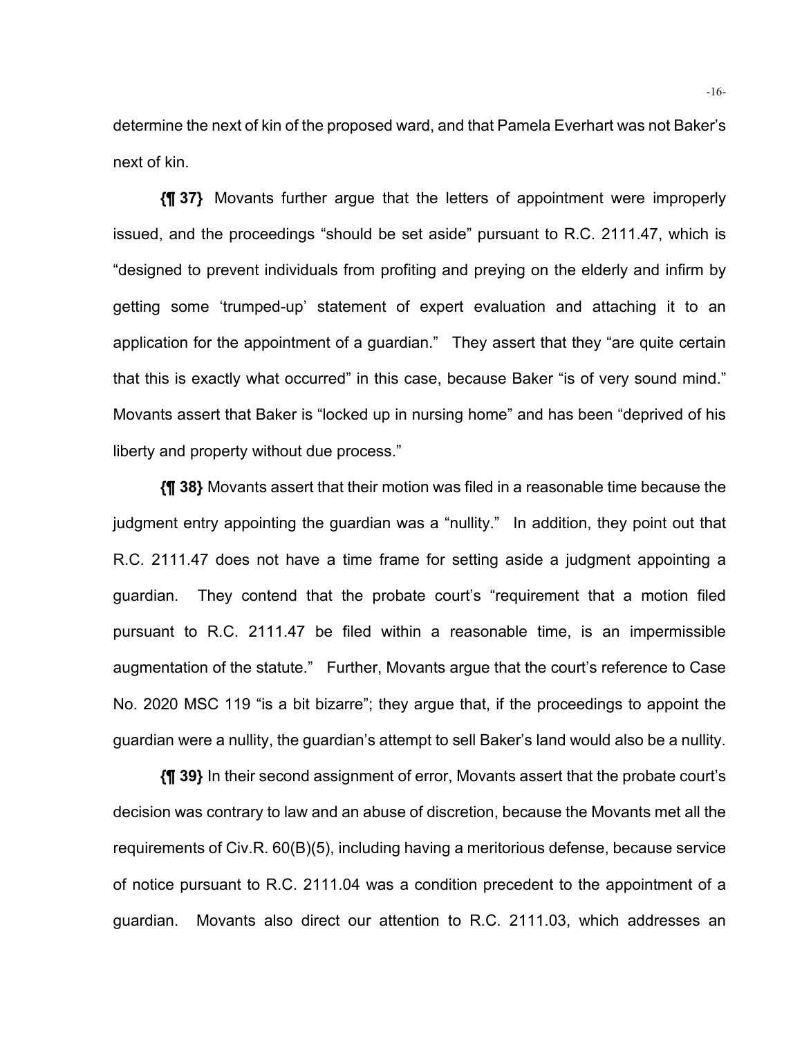determine the next of kin of the proposed ward, and that Pamela Everhart was not Baker's next of kin.

**{¶ 37}** Movants further argue that the letters of appointment were improperly issued, and the proceedings "should be set aside" pursuant to R.C. 2111.47, which is "designed to prevent individuals from profiting and preying on the elderly and infirm by getting some 'trumped-up' statement of expert evaluation and attaching it to an application for the appointment of a guardian." They assert that they "are quite certain that this is exactly what occurred" in this case, because Baker "is of very sound mind." Movants assert that Baker is "locked up in nursing home" and has been "deprived of his liberty and property without due process."

**{¶ 38}** Movants assert that their motion was filed in a reasonable time because the judgment entry appointing the guardian was a "nullity." In addition, they point out that R.C. 2111.47 does not have a time frame for setting aside a judgment appointing a guardian. They contend that the probate court's "requirement that a motion filed pursuant to R.C. 2111.47 be filed within a reasonable time, is an impermissible augmentation of the statute." Further, Movants argue that the court's reference to Case No. 2020 MSC 119 "is a bit bizarre"; they argue that, if the proceedings to appoint the guardian were a nullity, the guardian's attempt to sell Baker's land would also be a nullity.

**{¶ 39}** In their second assignment of error, Movants assert that the probate court's decision was contrary to law and an abuse of discretion, because the Movants met all the requirements of Civ.R. 60(B)(5), including having a meritorious defense, because service of notice pursuant to R.C. 2111.04 was a condition precedent to the appointment of a guardian. Movants also direct our attention to R.C. 2111.03, which addresses an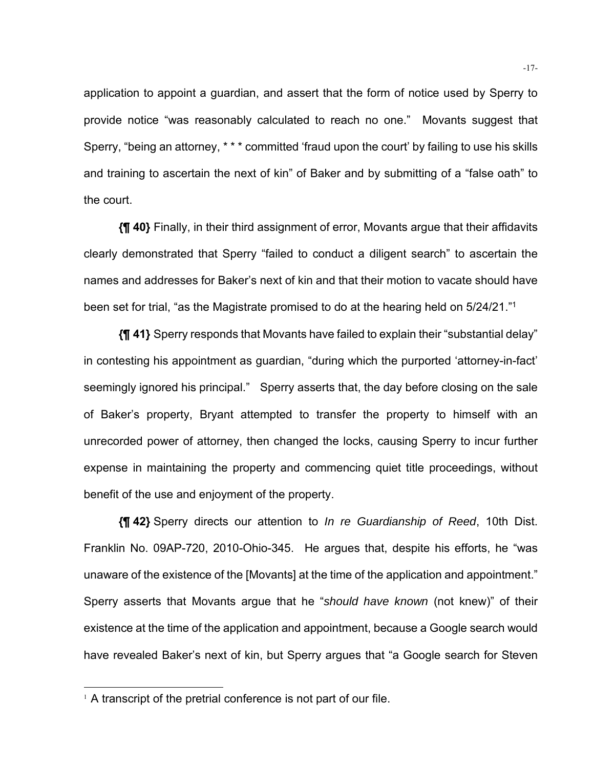application to appoint a guardian, and assert that the form of notice used by Sperry to provide notice "was reasonably calculated to reach no one." Movants suggest that Sperry, "being an attorney, * * * committed 'fraud upon the court' by failing to use his skills and training to ascertain the next of kin" of Baker and by submitting of a "false oath" to the court.

**{¶ 40}** Finally, in their third assignment of error, Movants argue that their affidavits clearly demonstrated that Sperry "failed to conduct a diligent search" to ascertain the names and addresses for Baker's next of kin and that their motion to vacate should have been set for trial, "as the Magistrate promised to do at the hearing held on 5/24/21."[1]

**{¶ 41}** Sperry responds that Movants have failed to explain their "substantial delay" in contesting his appointment as guardian, "during which the purported 'attorney-in-fact' seemingly ignored his principal." Sperry asserts that, the day before closing on the sale of Baker's property, Bryant attempted to transfer the property to himself with an unrecorded power of attorney, then changed the locks, causing Sperry to incur further expense in maintaining the property and commencing quiet title proceedings, without benefit of the use and enjoyment of the property.

**{¶ 42}** Sperry directs our attention to *In re Guardianship of Reed*, 10th Dist. Franklin No. 09AP-720, 2010-Ohio-345. He argues that, despite his efforts, he "was unaware of the existence of the [Movants] at the time of the application and appointment." Sperry asserts that Movants argue that he "*should have known* (not knew)" of their existence at the time of the application and appointment, because a Google search would have revealed Baker's next of kin, but Sperry argues that "a Google search for Steven

[1] A transcript of the pretrial conference is not part of our file.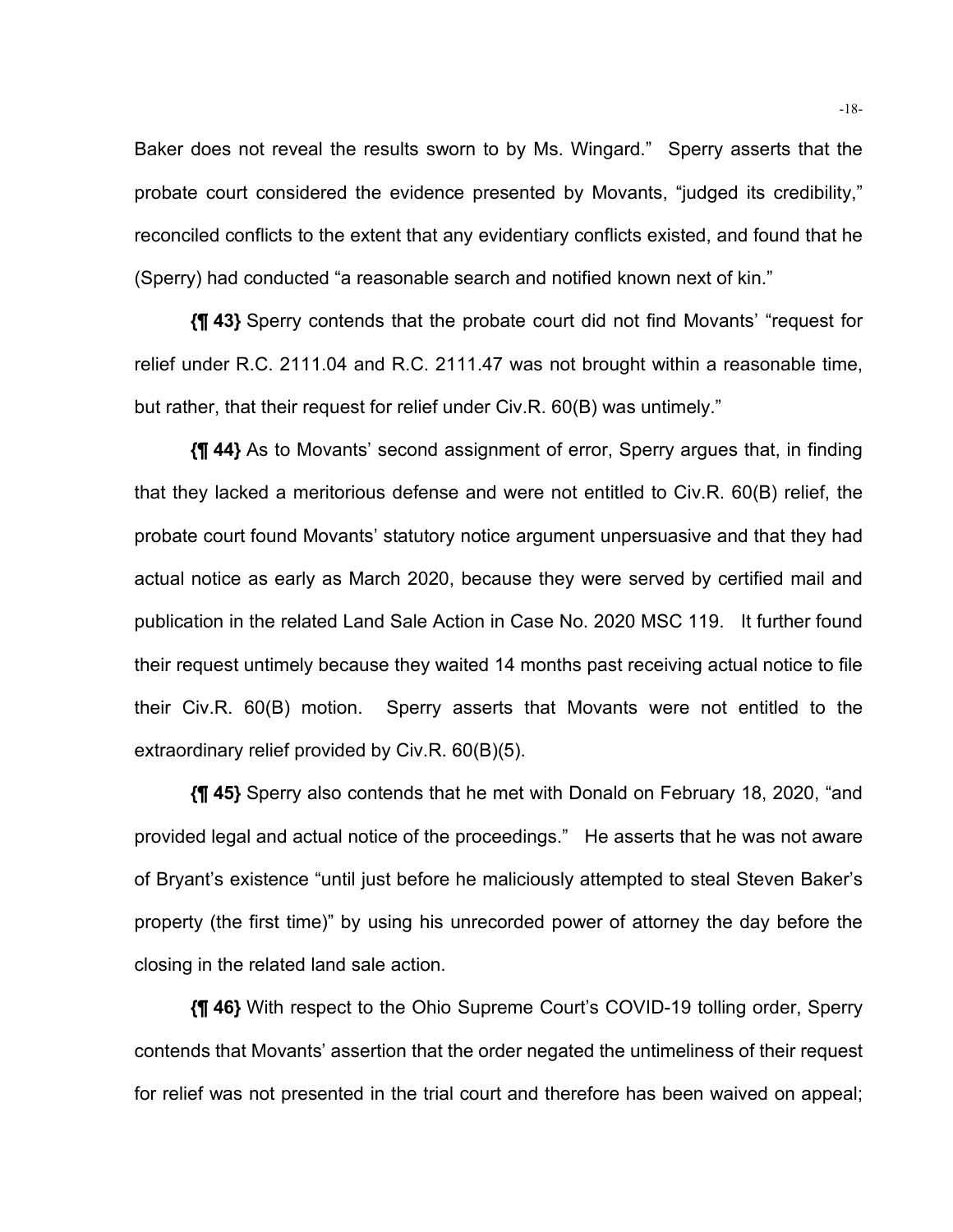Baker does not reveal the results sworn to by Ms. Wingard." Sperry asserts that the probate court considered the evidence presented by Movants, "judged its credibility," reconciled conflicts to the extent that any evidentiary conflicts existed, and found that he (Sperry) had conducted "a reasonable search and notified known next of kin."

**{¶ 43}** Sperry contends that the probate court did not find Movants' "request for relief under R.C. 2111.04 and R.C. 2111.47 was not brought within a reasonable time, but rather, that their request for relief under Civ.R. 60(B) was untimely."

**{¶ 44}** As to Movants' second assignment of error, Sperry argues that, in finding that they lacked a meritorious defense and were not entitled to Civ.R. 60(B) relief, the probate court found Movants' statutory notice argument unpersuasive and that they had actual notice as early as March 2020, because they were served by certified mail and publication in the related Land Sale Action in Case No. 2020 MSC 119. It further found their request untimely because they waited 14 months past receiving actual notice to file their Civ.R. 60(B) motion. Sperry asserts that Movants were not entitled to the extraordinary relief provided by Civ.R. 60(B)(5).

**{¶ 45}** Sperry also contends that he met with Donald on February 18, 2020, "and provided legal and actual notice of the proceedings." He asserts that he was not aware of Bryant's existence "until just before he maliciously attempted to steal Steven Baker's property (the first time)" by using his unrecorded power of attorney the day before the closing in the related land sale action.

**{¶ 46}** With respect to the Ohio Supreme Court's COVID-19 tolling order, Sperry contends that Movants' assertion that the order negated the untimeliness of their request for relief was not presented in the trial court and therefore has been waived on appeal;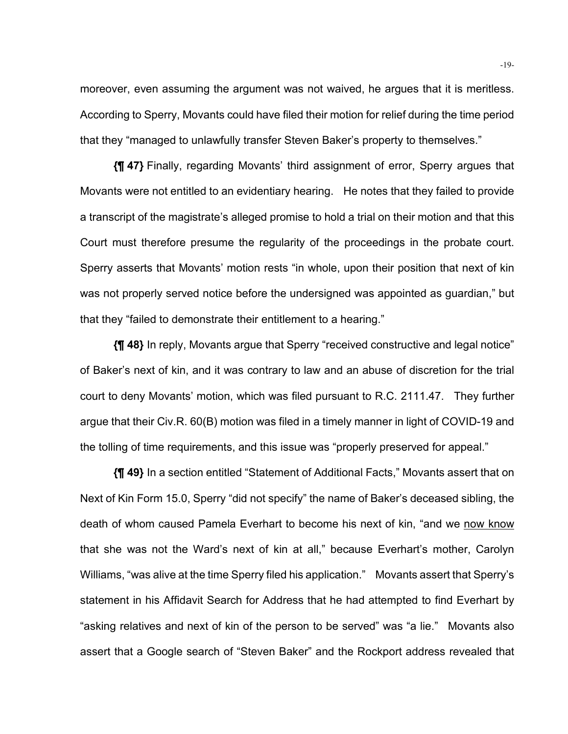moreover, even assuming the argument was not waived, he argues that it is meritless. According to Sperry, Movants could have filed their motion for relief during the time period that they "managed to unlawfully transfer Steven Baker's property to themselves."

**{¶ 47}** Finally, regarding Movants' third assignment of error, Sperry argues that Movants were not entitled to an evidentiary hearing. He notes that they failed to provide a transcript of the magistrate's alleged promise to hold a trial on their motion and that this Court must therefore presume the regularity of the proceedings in the probate court. Sperry asserts that Movants' motion rests "in whole, upon their position that next of kin was not properly served notice before the undersigned was appointed as guardian," but that they "failed to demonstrate their entitlement to a hearing."

**{¶ 48}** In reply, Movants argue that Sperry "received constructive and legal notice" of Baker's next of kin, and it was contrary to law and an abuse of discretion for the trial court to deny Movants' motion, which was filed pursuant to R.C. 2111.47. They further argue that their Civ.R. 60(B) motion was filed in a timely manner in light of COVID-19 and the tolling of time requirements, and this issue was "properly preserved for appeal."

**{¶ 49}** In a section entitled "Statement of Additional Facts," Movants assert that on Next of Kin Form 15.0, Sperry "did not specify" the name of Baker's deceased sibling, the death of whom caused Pamela Everhart to become his next of kin, "and we <u>now know</u> that she was not the Ward's next of kin at all," because Everhart's mother, Carolyn Williams, "was alive at the time Sperry filed his application." Movants assert that Sperry's statement in his Affidavit Search for Address that he had attempted to find Everhart by "asking relatives and next of kin of the person to be served" was "a lie." Movants also assert that a Google search of "Steven Baker" and the Rockport address revealed that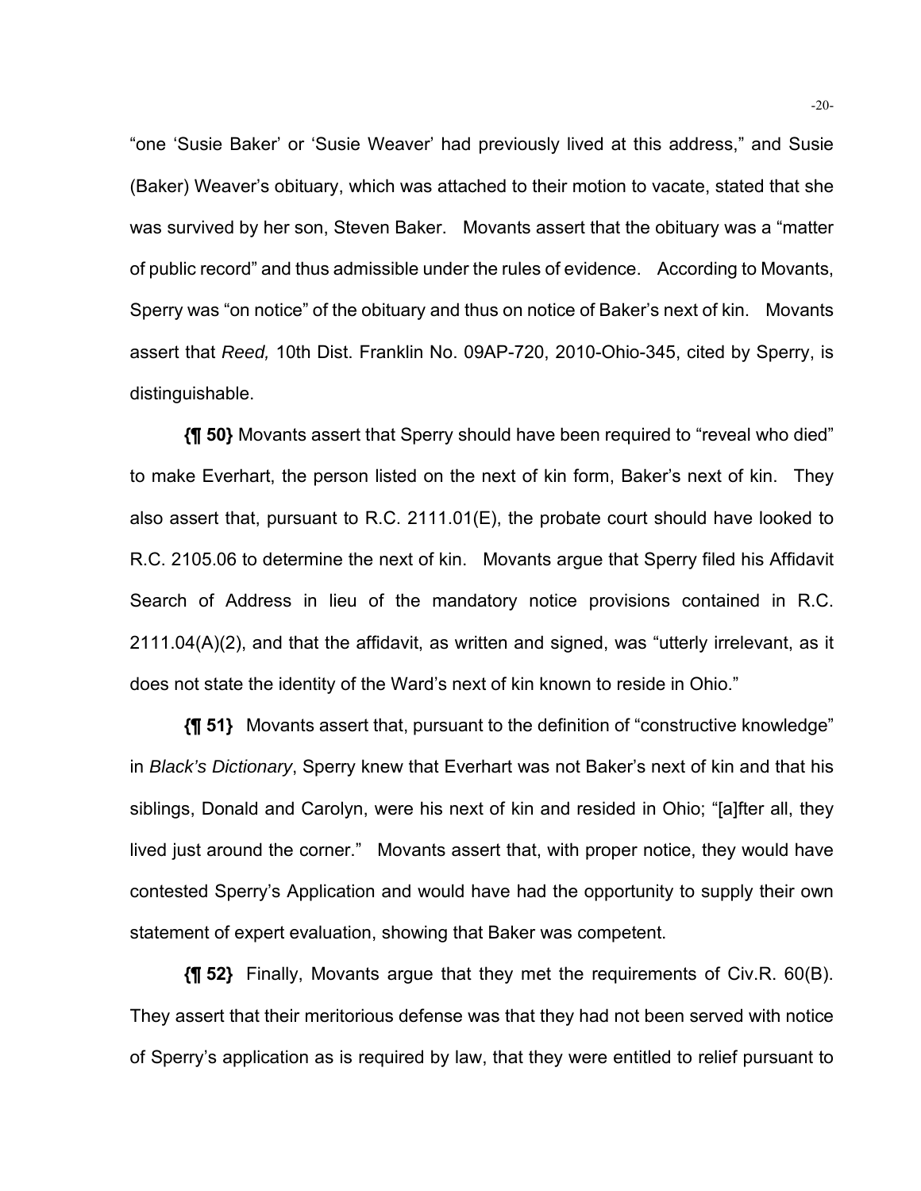"one 'Susie Baker' or 'Susie Weaver' had previously lived at this address," and Susie (Baker) Weaver's obituary, which was attached to their motion to vacate, stated that she was survived by her son, Steven Baker. Movants assert that the obituary was a "matter of public record" and thus admissible under the rules of evidence. According to Movants, Sperry was "on notice" of the obituary and thus on notice of Baker's next of kin. Movants assert that *Reed,* 10th Dist. Franklin No. 09AP-720, 2010-Ohio-345, cited by Sperry, is distinguishable.

**{¶ 50}** Movants assert that Sperry should have been required to "reveal who died" to make Everhart, the person listed on the next of kin form, Baker's next of kin. They also assert that, pursuant to R.C. 2111.01(E), the probate court should have looked to R.C. 2105.06 to determine the next of kin. Movants argue that Sperry filed his Affidavit Search of Address in lieu of the mandatory notice provisions contained in R.C. 2111.04(A)(2), and that the affidavit, as written and signed, was "utterly irrelevant, as it does not state the identity of the Ward's next of kin known to reside in Ohio."

**{¶ 51}** Movants assert that, pursuant to the definition of "constructive knowledge" in *Black's Dictionary*, Sperry knew that Everhart was not Baker's next of kin and that his siblings, Donald and Carolyn, were his next of kin and resided in Ohio; "[a]fter all, they lived just around the corner." Movants assert that, with proper notice, they would have contested Sperry's Application and would have had the opportunity to supply their own statement of expert evaluation, showing that Baker was competent.

**{¶ 52}** Finally, Movants argue that they met the requirements of Civ.R. 60(B). They assert that their meritorious defense was that they had not been served with notice of Sperry's application as is required by law, that they were entitled to relief pursuant to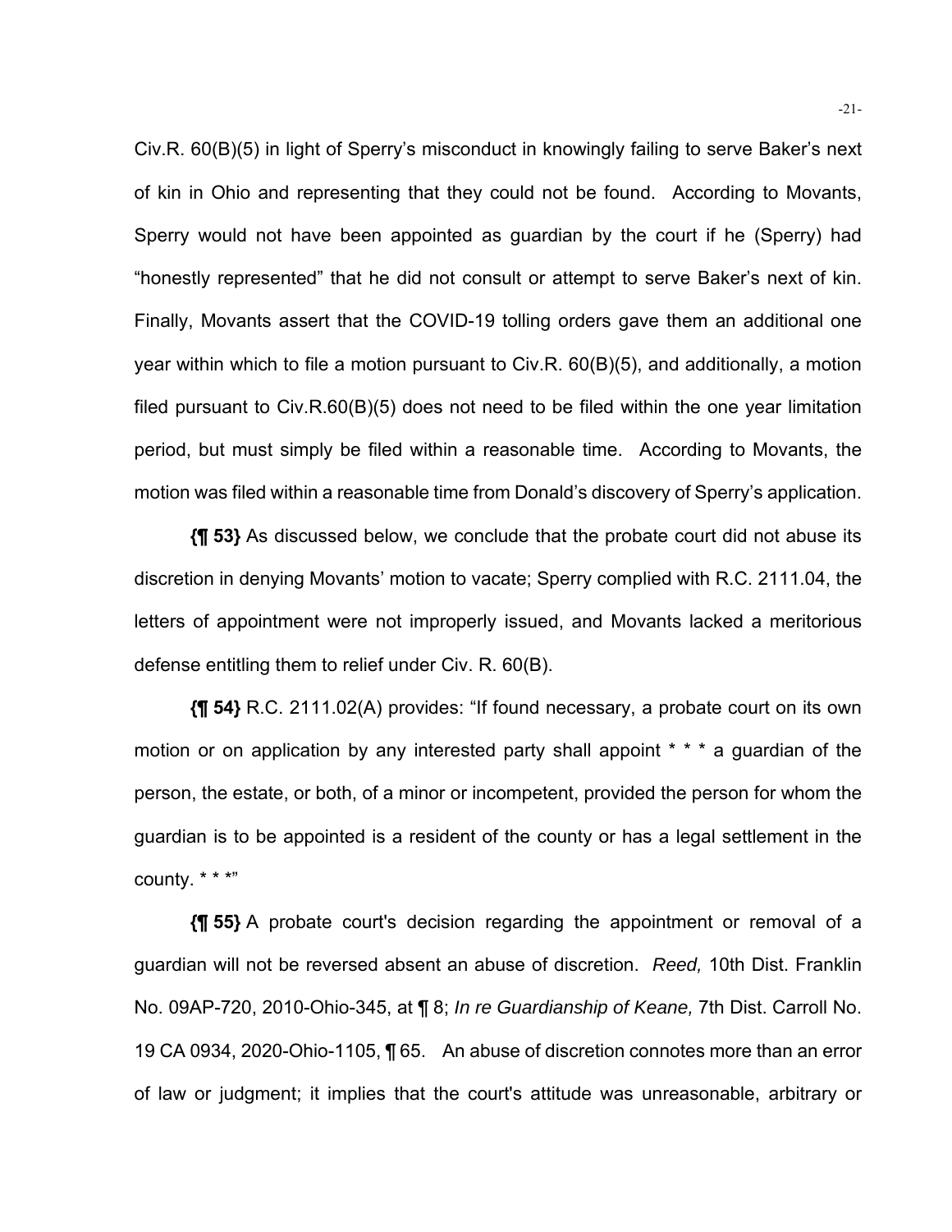Civ.R. 60(B)(5) in light of Sperry's misconduct in knowingly failing to serve Baker's next of kin in Ohio and representing that they could not be found. According to Movants, Sperry would not have been appointed as guardian by the court if he (Sperry) had "honestly represented" that he did not consult or attempt to serve Baker's next of kin. Finally, Movants assert that the COVID-19 tolling orders gave them an additional one year within which to file a motion pursuant to Civ.R. 60(B)(5), and additionally, a motion filed pursuant to Civ.R.60(B)(5) does not need to be filed within the one year limitation period, but must simply be filed within a reasonable time. According to Movants, the motion was filed within a reasonable time from Donald's discovery of Sperry's application.

**{¶ 53}** As discussed below, we conclude that the probate court did not abuse its discretion in denying Movants' motion to vacate; Sperry complied with R.C. 2111.04, the letters of appointment were not improperly issued, and Movants lacked a meritorious defense entitling them to relief under Civ. R. 60(B).

**{¶ 54}** R.C. 2111.02(A) provides: "If found necessary, a probate court on its own motion or on application by any interested party shall appoint * * * a guardian of the person, the estate, or both, of a minor or incompetent, provided the person for whom the guardian is to be appointed is a resident of the county or has a legal settlement in the county. * * *"

**{¶ 55}** A probate court's decision regarding the appointment or removal of a guardian will not be reversed absent an abuse of discretion. *Reed,* 10th Dist. Franklin No. 09AP-720, 2010-Ohio-345, at ¶ 8; *In re Guardianship of Keane,* 7th Dist. Carroll No. 19 CA 0934, 2020-Ohio-1105, ¶ 65. An abuse of discretion connotes more than an error of law or judgment; it implies that the court's attitude was unreasonable, arbitrary or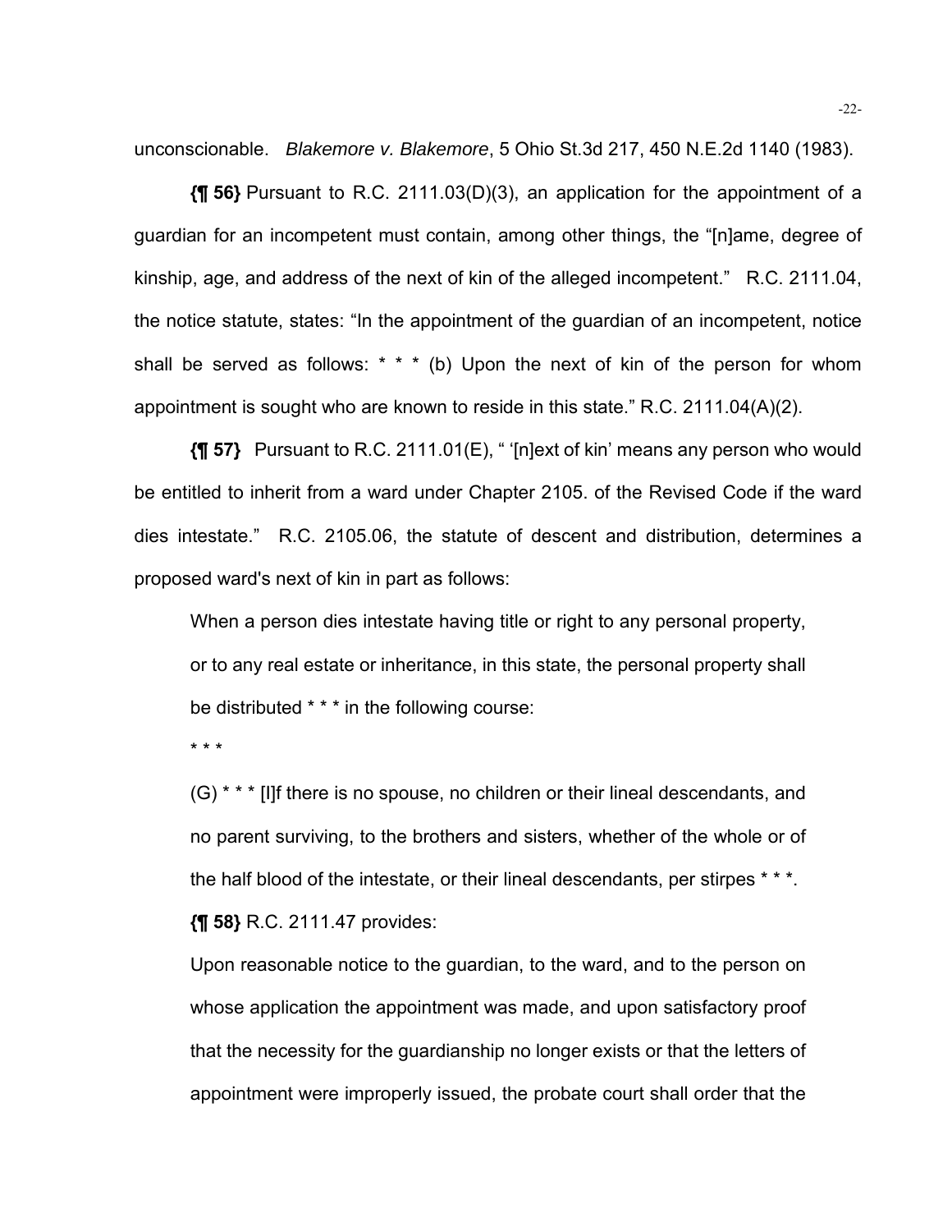unconscionable. *Blakemore v. Blakemore*, 5 Ohio St.3d 217, 450 N.E.2d 1140 (1983).

**{¶ 56}** Pursuant to R.C. 2111.03(D)(3), an application for the appointment of a guardian for an incompetent must contain, among other things, the "[n]ame, degree of kinship, age, and address of the next of kin of the alleged incompetent." R.C. 2111.04, the notice statute, states: "In the appointment of the guardian of an incompetent, notice shall be served as follows: * * * (b) Upon the next of kin of the person for whom appointment is sought who are known to reside in this state." R.C. 2111.04(A)(2).

**{¶ 57}** Pursuant to R.C. 2111.01(E), " '[n]ext of kin' means any person who would be entitled to inherit from a ward under Chapter 2105. of the Revised Code if the ward dies intestate." R.C. 2105.06, the statute of descent and distribution, determines a proposed ward's next of kin in part as follows:

> When a person dies intestate having title or right to any personal property, or to any real estate or inheritance, in this state, the personal property shall be distributed * * * in the following course:
>
> * * *
>
> (G) * * * [I]f there is no spouse, no children or their lineal descendants, and no parent surviving, to the brothers and sisters, whether of the whole or of the half blood of the intestate, or their lineal descendants, per stirpes * * *.

**{¶ 58}** R.C. 2111.47 provides:

> Upon reasonable notice to the guardian, to the ward, and to the person on whose application the appointment was made, and upon satisfactory proof that the necessity for the guardianship no longer exists or that the letters of appointment were improperly issued, the probate court shall order that the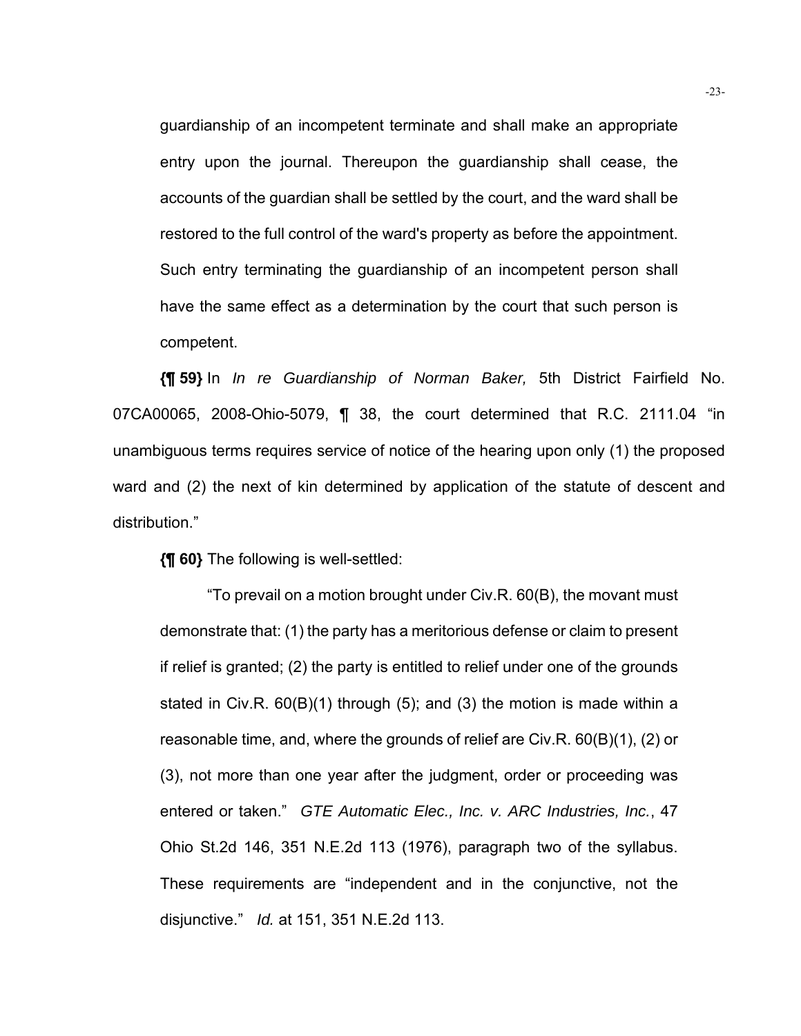guardianship of an incompetent terminate and shall make an appropriate entry upon the journal. Thereupon the guardianship shall cease, the accounts of the guardian shall be settled by the court, and the ward shall be restored to the full control of the ward's property as before the appointment. Such entry terminating the guardianship of an incompetent person shall have the same effect as a determination by the court that such person is competent.

**{¶ 59}** In *In re Guardianship of Norman Baker,* 5th District Fairfield No. 07CA00065, 2008-Ohio-5079, ¶ 38, the court determined that R.C. 2111.04 "in unambiguous terms requires service of notice of the hearing upon only (1) the proposed ward and (2) the next of kin determined by application of the statute of descent and distribution."

**{¶ 60}** The following is well-settled:

> "To prevail on a motion brought under Civ.R. 60(B), the movant must demonstrate that: (1) the party has a meritorious defense or claim to present if relief is granted; (2) the party is entitled to relief under one of the grounds stated in Civ.R. 60(B)(1) through (5); and (3) the motion is made within a reasonable time, and, where the grounds of relief are Civ.R. 60(B)(1), (2) or (3), not more than one year after the judgment, order or proceeding was entered or taken." *GTE Automatic Elec., Inc. v. ARC Industries, Inc.*, 47 Ohio St.2d 146, 351 N.E.2d 113 (1976), paragraph two of the syllabus. These requirements are "independent and in the conjunctive, not the disjunctive." *Id.* at 151, 351 N.E.2d 113.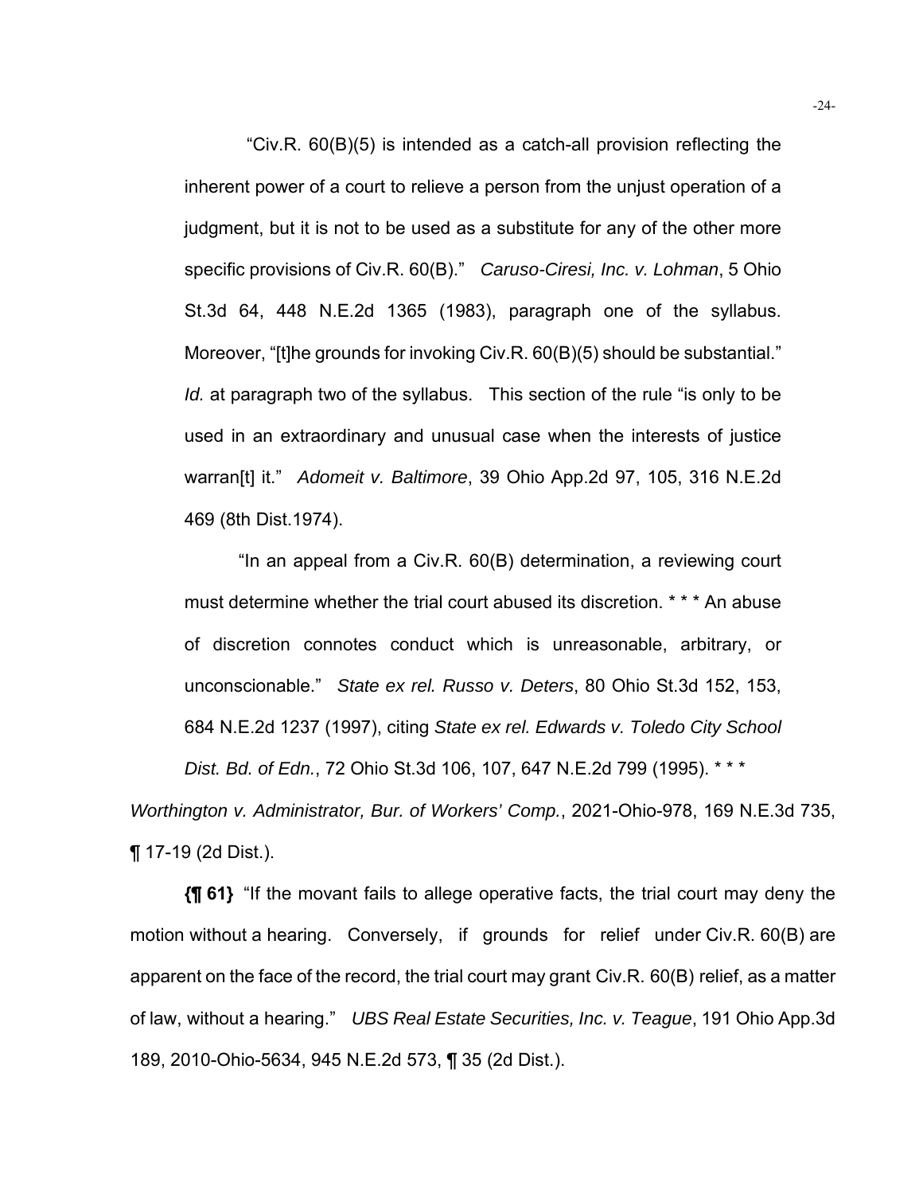> "Civ.R. 60(B)(5) is intended as a catch-all provision reflecting the inherent power of a court to relieve a person from the unjust operation of a judgment, but it is not to be used as a substitute for any of the other more specific provisions of Civ.R. 60(B)." *Caruso-Ciresi, Inc. v. Lohman*, 5 Ohio St.3d 64, 448 N.E.2d 1365 (1983), paragraph one of the syllabus. Moreover, "[t]he grounds for invoking Civ.R. 60(B)(5) should be substantial." *Id.* at paragraph two of the syllabus. This section of the rule "is only to be used in an extraordinary and unusual case when the interests of justice warran[t] it." *Adomeit v. Baltimore*, 39 Ohio App.2d 97, 105, 316 N.E.2d 469 (8th Dist.1974).
>
> "In an appeal from a Civ.R. 60(B) determination, a reviewing court must determine whether the trial court abused its discretion. * * * An abuse of discretion connotes conduct which is unreasonable, arbitrary, or unconscionable." *State ex rel. Russo v. Deters*, 80 Ohio St.3d 152, 153, 684 N.E.2d 1237 (1997), citing *State ex rel. Edwards v. Toledo City School Dist. Bd. of Edn.*, 72 Ohio St.3d 106, 107, 647 N.E.2d 799 (1995). * * *

*Worthington v. Administrator, Bur. of Workers' Comp.*, 2021-Ohio-978, 169 N.E.3d 735, ¶ 17-19 (2d Dist.).

**{¶ 61}** "If the movant fails to allege operative facts, the trial court may deny the motion without a hearing. Conversely, if grounds for relief under Civ.R. 60(B) are apparent on the face of the record, the trial court may grant Civ.R. 60(B) relief, as a matter of law, without a hearing." *UBS Real Estate Securities, Inc. v. Teague*, 191 Ohio App.3d 189, 2010-Ohio-5634, 945 N.E.2d 573, ¶ 35 (2d Dist.).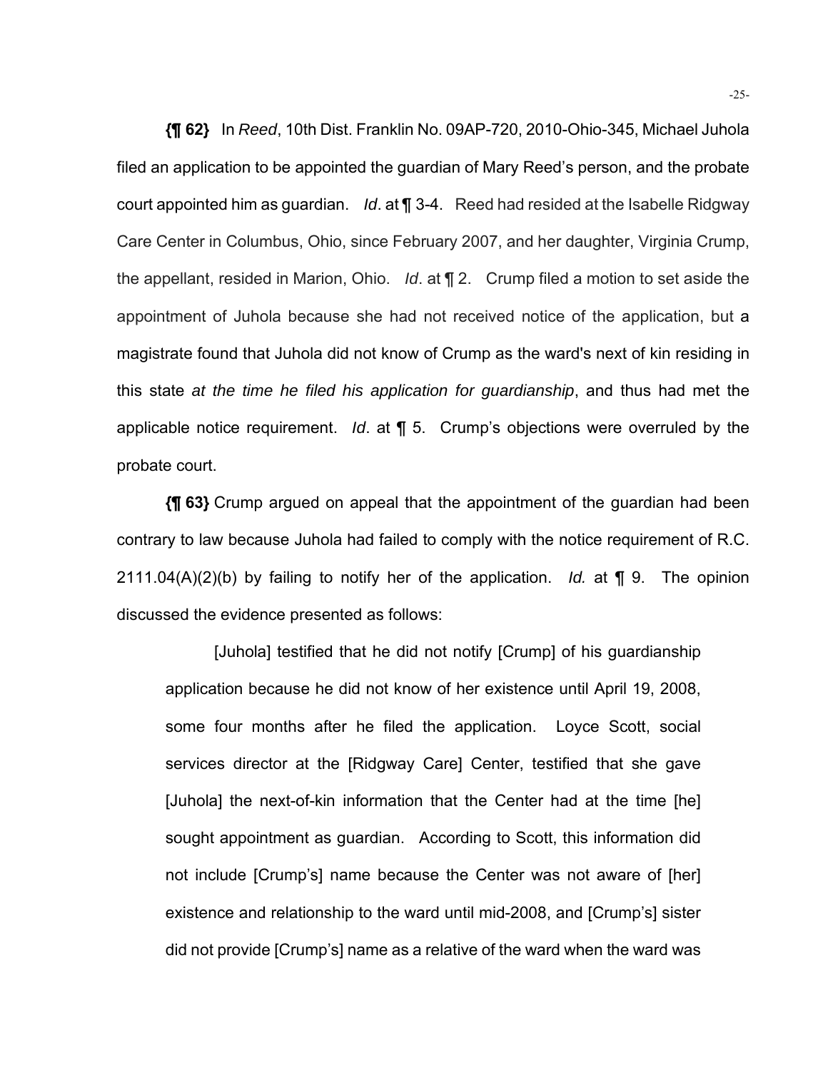**{¶ 62}** In *Reed*, 10th Dist. Franklin No. 09AP-720, 2010-Ohio-345, Michael Juhola filed an application to be appointed the guardian of Mary Reed's person, and the probate court appointed him as guardian. *Id*. at ¶ 3-4. Reed had resided at the Isabelle Ridgway Care Center in Columbus, Ohio, since February 2007, and her daughter, Virginia Crump, the appellant, resided in Marion, Ohio. *Id*. at ¶ 2. Crump filed a motion to set aside the appointment of Juhola because she had not received notice of the application, but a magistrate found that Juhola did not know of Crump as the ward's next of kin residing in this state *at the time he filed his application for guardianship*, and thus had met the applicable notice requirement. *Id*. at ¶ 5. Crump's objections were overruled by the probate court.

**{¶ 63}** Crump argued on appeal that the appointment of the guardian had been contrary to law because Juhola had failed to comply with the notice requirement of R.C. 2111.04(A)(2)(b) by failing to notify her of the application. *Id.* at ¶ 9. The opinion discussed the evidence presented as follows:

> [Juhola] testified that he did not notify [Crump] of his guardianship application because he did not know of her existence until April 19, 2008, some four months after he filed the application. Loyce Scott, social services director at the [Ridgway Care] Center, testified that she gave [Juhola] the next-of-kin information that the Center had at the time [he] sought appointment as guardian. According to Scott, this information did not include [Crump's] name because the Center was not aware of [her] existence and relationship to the ward until mid-2008, and [Crump's] sister did not provide [Crump's] name as a relative of the ward when the ward was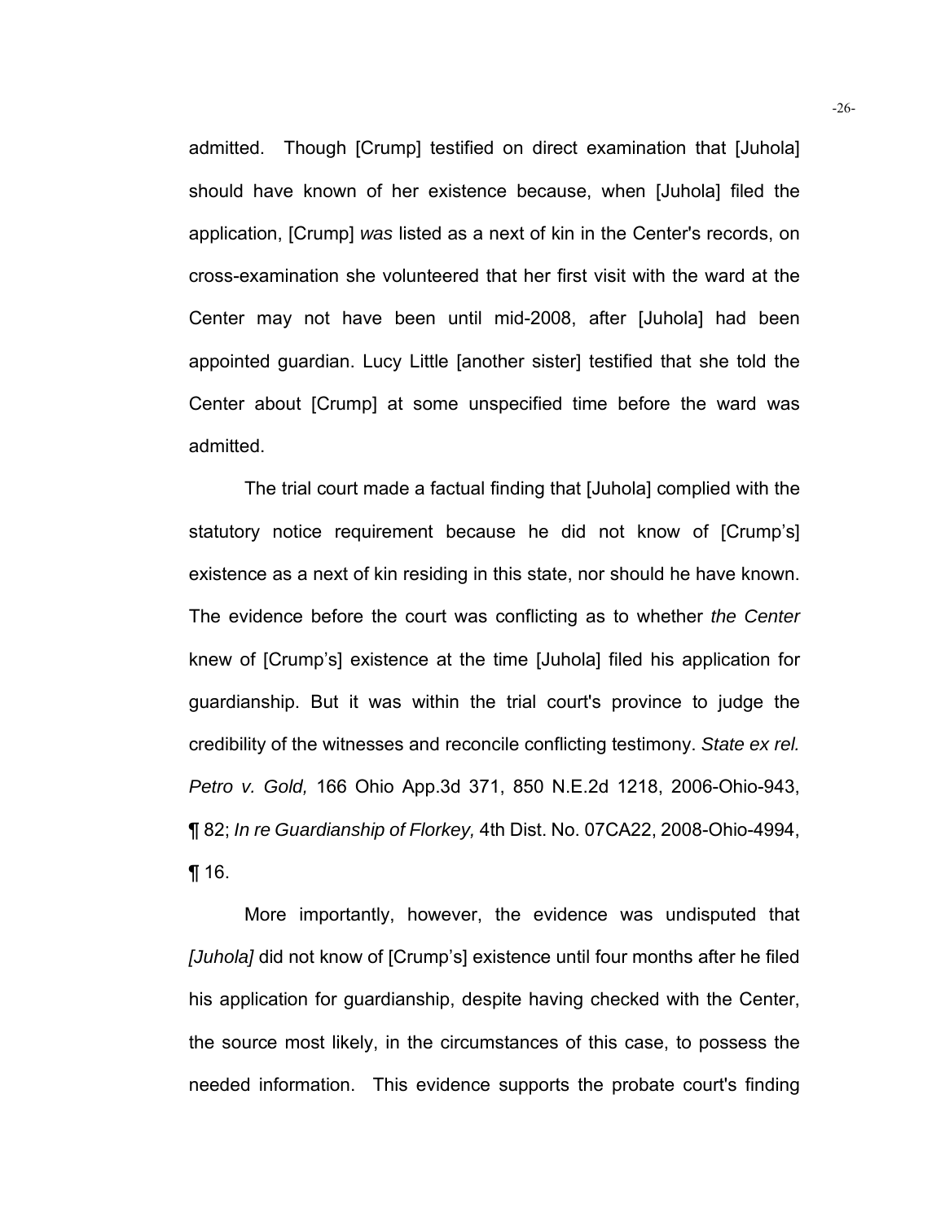admitted. Though [Crump] testified on direct examination that [Juhola] should have known of her existence because, when [Juhola] filed the application, [Crump] *was* listed as a next of kin in the Center's records, on cross-examination she volunteered that her first visit with the ward at the Center may not have been until mid-2008, after [Juhola] had been appointed guardian. Lucy Little [another sister] testified that she told the Center about [Crump] at some unspecified time before the ward was admitted.

The trial court made a factual finding that [Juhola] complied with the statutory notice requirement because he did not know of [Crump's] existence as a next of kin residing in this state, nor should he have known. The evidence before the court was conflicting as to whether *the Center* knew of [Crump's] existence at the time [Juhola] filed his application for guardianship. But it was within the trial court's province to judge the credibility of the witnesses and reconcile conflicting testimony. *State ex rel. Petro v. Gold,* 166 Ohio App.3d 371, 850 N.E.2d 1218, 2006-Ohio-943, ¶ 82; *In re Guardianship of Florkey,* 4th Dist. No. 07CA22, 2008-Ohio-4994, ¶ 16.

More importantly, however, the evidence was undisputed that *[Juhola]* did not know of [Crump's] existence until four months after he filed his application for guardianship, despite having checked with the Center, the source most likely, in the circumstances of this case, to possess the needed information. This evidence supports the probate court's finding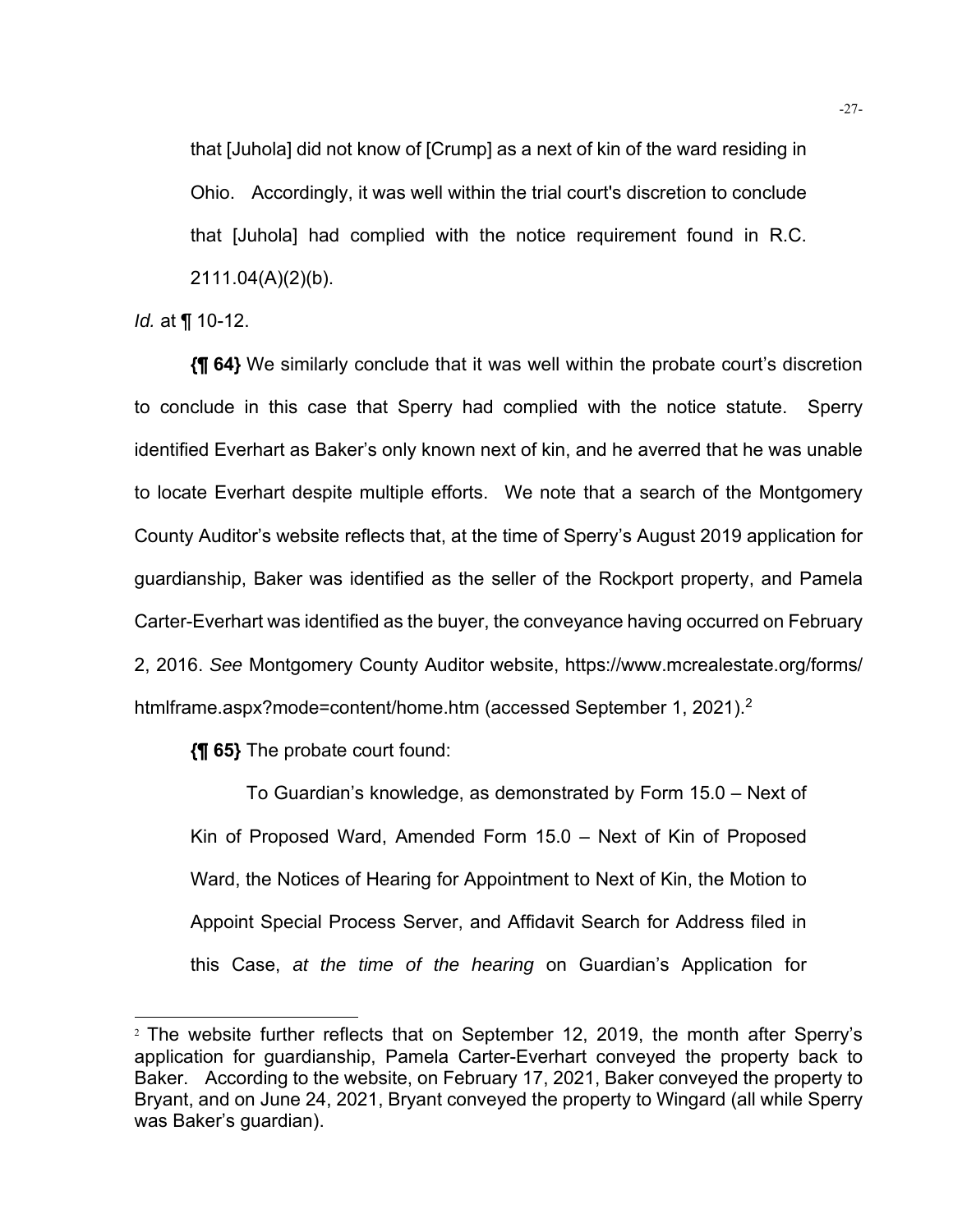> that [Juhola] did not know of [Crump] as a next of kin of the ward residing in Ohio. Accordingly, it was well within the trial court's discretion to conclude that [Juhola] had complied with the notice requirement found in R.C. 2111.04(A)(2)(b).

*Id.* at ¶ 10-12.

**{¶ 64}** We similarly conclude that it was well within the probate court's discretion to conclude in this case that Sperry had complied with the notice statute. Sperry identified Everhart as Baker's only known next of kin, and he averred that he was unable to locate Everhart despite multiple efforts. We note that a search of the Montgomery County Auditor's website reflects that, at the time of Sperry's August 2019 application for guardianship, Baker was identified as the seller of the Rockport property, and Pamela Carter-Everhart was identified as the buyer, the conveyance having occurred on February 2, 2016. *See* Montgomery County Auditor website, https://www.mcrealestate.org/forms/htmlframe.aspx?mode=content/home.htm (accessed September 1, 2021).[2]

**{¶ 65}** The probate court found:

> To Guardian's knowledge, as demonstrated by Form 15.0 – Next of Kin of Proposed Ward, Amended Form 15.0 – Next of Kin of Proposed Ward, the Notices of Hearing for Appointment to Next of Kin, the Motion to Appoint Special Process Server, and Affidavit Search for Address filed in this Case, *at the time of the hearing* on Guardian's Application for

---

[2] The website further reflects that on September 12, 2019, the month after Sperry's application for guardianship, Pamela Carter-Everhart conveyed the property back to Baker. According to the website, on February 17, 2021, Baker conveyed the property to Bryant, and on June 24, 2021, Bryant conveyed the property to Wingard (all while Sperry was Baker's guardian).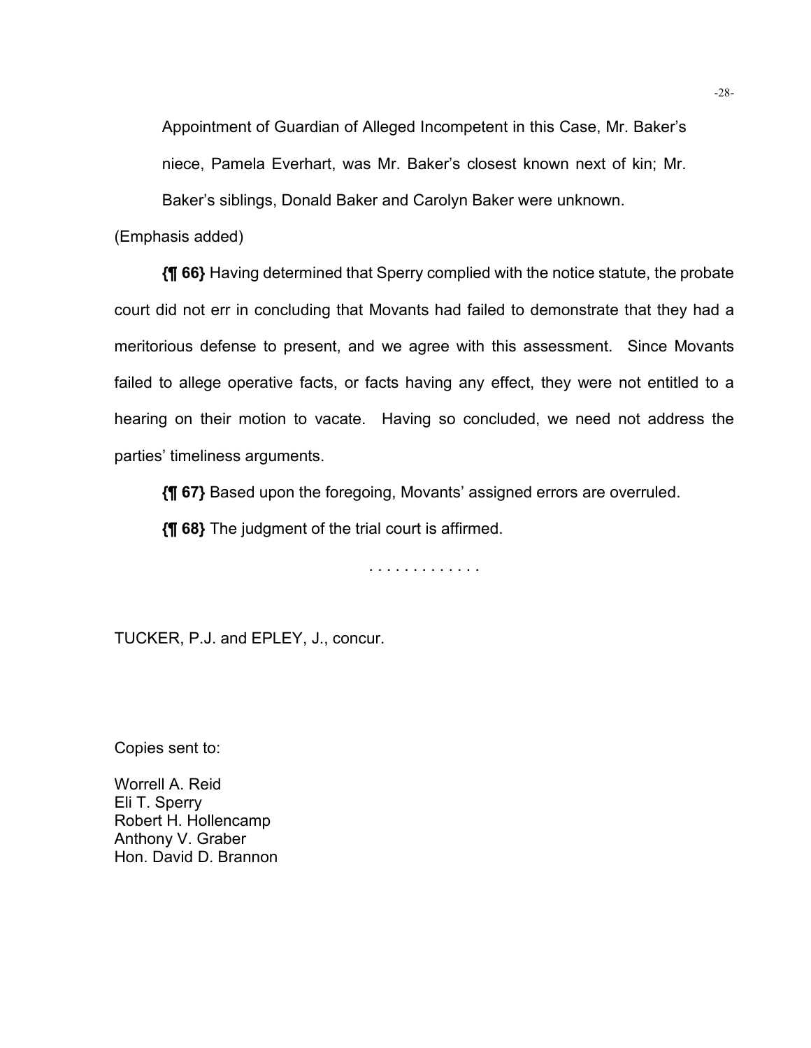Appointment of Guardian of Alleged Incompetent in this Case, Mr. Baker's niece, Pamela Everhart, was Mr. Baker's closest known next of kin; Mr. Baker's siblings, Donald Baker and Carolyn Baker were unknown.

(Emphasis added)

**{¶ 66}** Having determined that Sperry complied with the notice statute, the probate court did not err in concluding that Movants had failed to demonstrate that they had a meritorious defense to present, and we agree with this assessment. Since Movants failed to allege operative facts, or facts having any effect, they were not entitled to a hearing on their motion to vacate. Having so concluded, we need not address the parties' timeliness arguments.

**{¶ 67}** Based upon the foregoing, Movants' assigned errors are overruled.

**{¶ 68}** The judgment of the trial court is affirmed.

. . . . . . . . . . . . .

TUCKER, P.J. and EPLEY, J., concur.

Copies sent to:

Worrell A. Reid
Eli T. Sperry
Robert H. Hollencamp
Anthony V. Graber
Hon. David D. Brannon